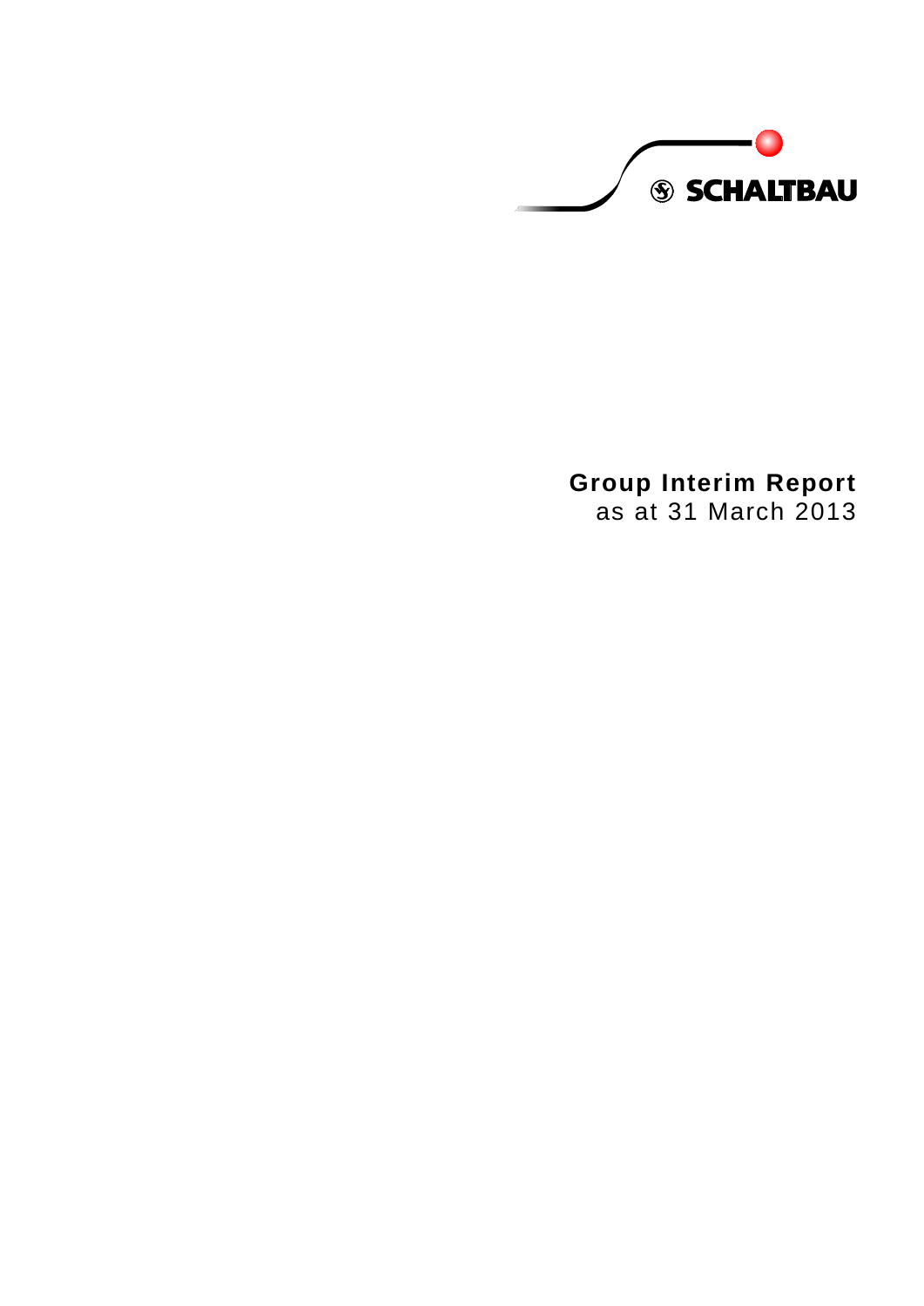SCHALTBAU

# Group Interim Report

as at 31 March 2013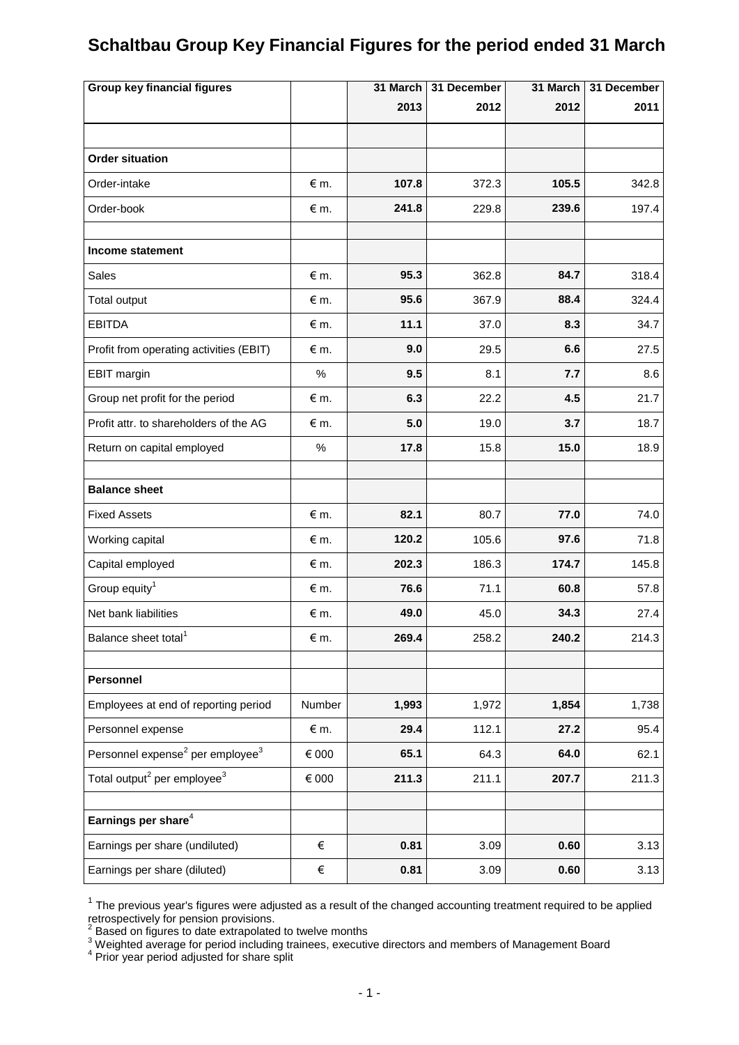# Schaltbau Group Key Financial Figures for the period ended 31 March

| Group key financial figures | | 31 March 2013 | 31 December 2012 | 31 March 2012 | 31 December 2011 |
|---|---|---|---|---|---|
| | | | | | |
| **Order situation** | | | | | |
| Order-intake | € m. | **107.8** | 372.3 | **105.5** | 342.8 |
| Order-book | € m. | **241.8** | 229.8 | **239.6** | 197.4 |
| | | | | | |
| **Income statement** | | | | | |
| Sales | € m. | **95.3** | 362.8 | **84.7** | 318.4 |
| Total output | € m. | **95.6** | 367.9 | **88.4** | 324.4 |
| EBITDA | € m. | **11.1** | 37.0 | **8.3** | 34.7 |
| Profit from operating activities (EBIT) | € m. | **9.0** | 29.5 | **6.6** | 27.5 |
| EBIT margin | % | **9.5** | 8.1 | **7.7** | 8.6 |
| Group net profit for the period | € m. | **6.3** | 22.2 | **4.5** | 21.7 |
| Profit attr. to shareholders of the AG | € m. | **5.0** | 19.0 | **3.7** | 18.7 |
| Return on capital employed | % | **17.8** | 15.8 | **15.0** | 18.9 |
| | | | | | |
| **Balance sheet** | | | | | |
| Fixed Assets | € m. | **82.1** | 80.7 | **77.0** | 74.0 |
| Working capital | € m. | **120.2** | 105.6 | **97.6** | 71.8 |
| Capital employed | € m. | **202.3** | 186.3 | **174.7** | 145.8 |
| Group equity[1] | € m. | **76.6** | 71.1 | **60.8** | 57.8 |
| Net bank liabilities | € m. | **49.0** | 45.0 | **34.3** | 27.4 |
| Balance sheet total[1] | € m. | **269.4** | 258.2 | **240.2** | 214.3 |
| | | | | | |
| **Personnel** | | | | | |
| Employees at end of reporting period | Number | **1,993** | 1,972 | **1,854** | 1,738 |
| Personnel expense | € m. | **29.4** | 112.1 | **27.2** | 95.4 |
| Personnel expense[2] per employee[3] | € 000 | **65.1** | 64.3 | **64.0** | 62.1 |
| Total output[2] per employee[3] | € 000 | **211.3** | 211.1 | **207.7** | 211.3 |
| | | | | | |
| **Earnings per share[4]** | | | | | |
| Earnings per share (undiluted) | € | **0.81** | 3.09 | **0.60** | 3.13 |
| Earnings per share (diluted) | € | **0.81** | 3.09 | **0.60** | 3.13 |

[1] The previous year's figures were adjusted as a result of the changed accounting treatment required to be applied retrospectively for pension provisions.
[2] Based on figures to date extrapolated to twelve months
[3] Weighted average for period including trainees, executive directors and members of Management Board
[4] Prior year period adjusted for share split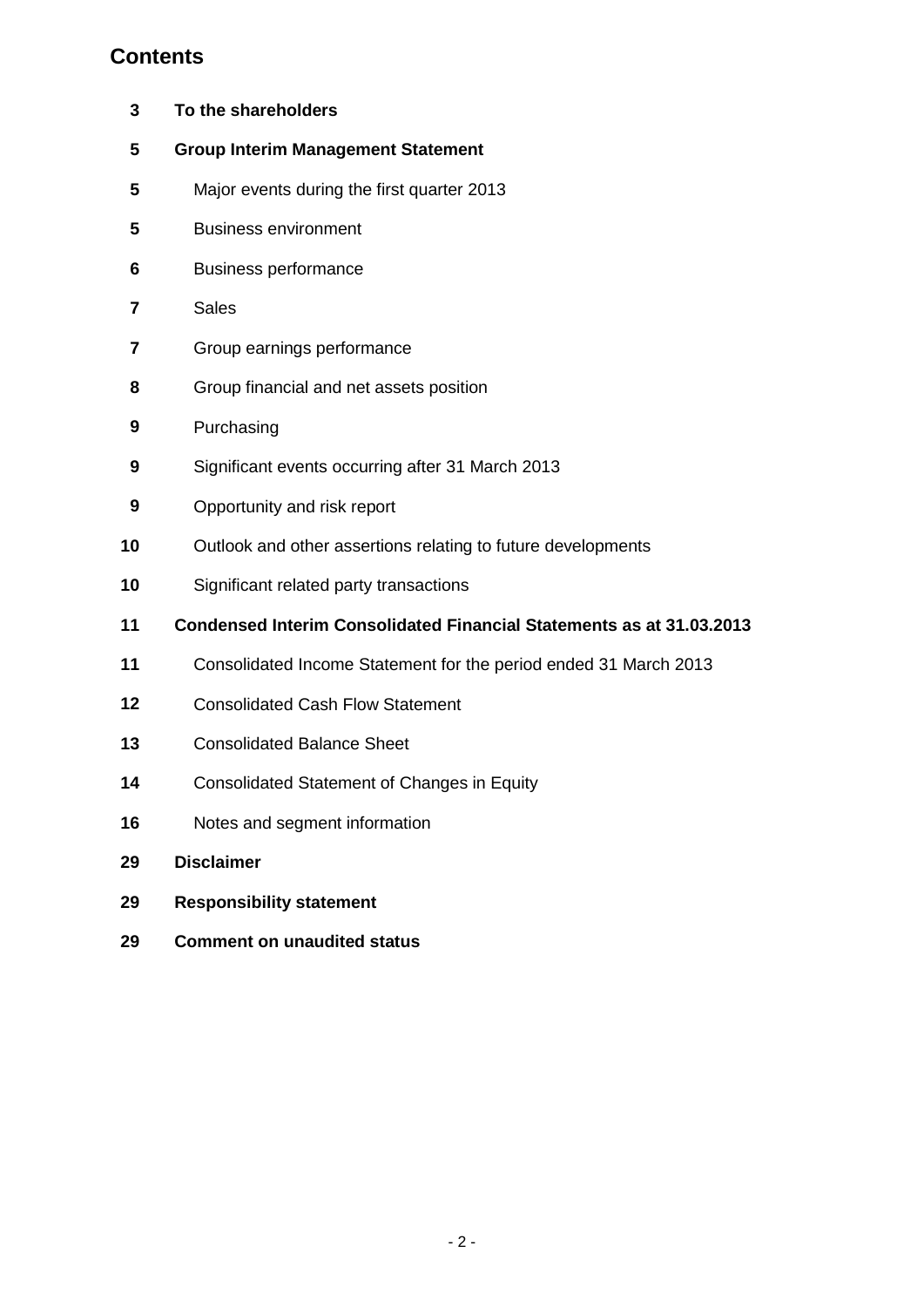# Contents

| | |
|---|---|
| **3** | **To the shareholders** |
| **5** | **Group Interim Management Statement** |
| **5** | Major events during the first quarter 2013 |
| **5** | Business environment |
| **6** | Business performance |
| **7** | Sales |
| **7** | Group earnings performance |
| **8** | Group financial and net assets position |
| **9** | Purchasing |
| **9** | Significant events occurring after 31 March 2013 |
| **9** | Opportunity and risk report |
| **10** | Outlook and other assertions relating to future developments |
| **10** | Significant related party transactions |
| **11** | **Condensed Interim Consolidated Financial Statements as at 31.03.2013** |
| **11** | Consolidated Income Statement for the period ended 31 March 2013 |
| **12** | Consolidated Cash Flow Statement |
| **13** | Consolidated Balance Sheet |
| **14** | Consolidated Statement of Changes in Equity |
| **16** | Notes and segment information |
| **29** | **Disclaimer** |
| **29** | **Responsibility statement** |
| **29** | **Comment on unaudited status** |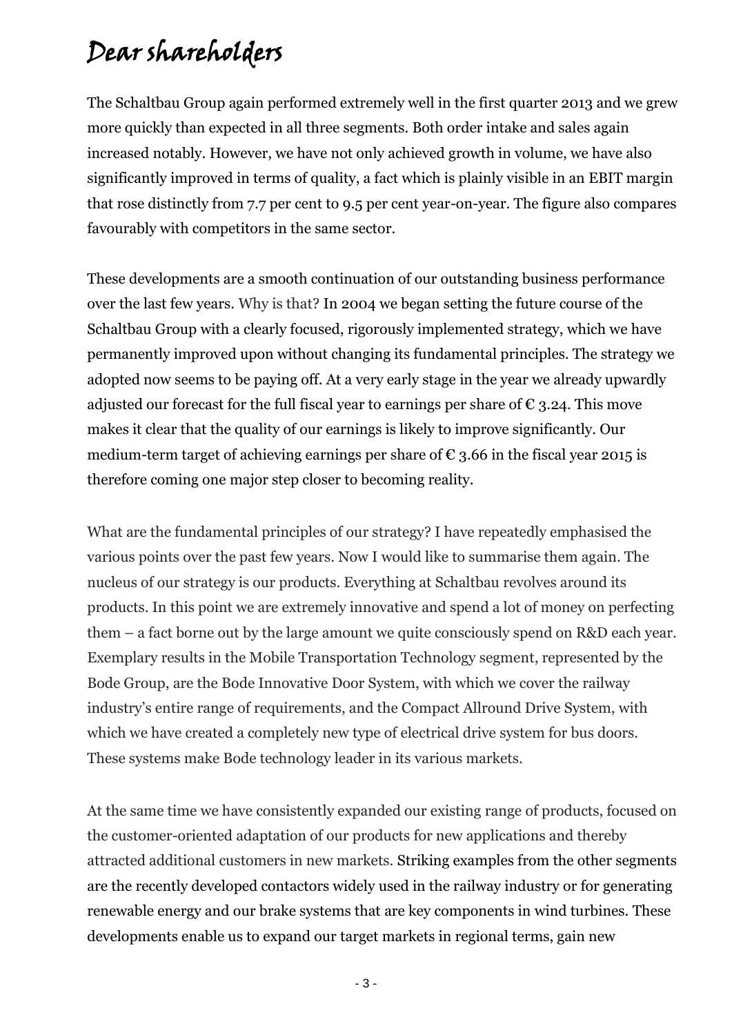# Dear shareholders

The Schaltbau Group again performed extremely well in the first quarter 2013 and we grew more quickly than expected in all three segments. Both order intake and sales again increased notably. However, we have not only achieved growth in volume, we have also significantly improved in terms of quality, a fact which is plainly visible in an EBIT margin that rose distinctly from 7.7 per cent to 9.5 per cent year-on-year. The figure also compares favourably with competitors in the same sector.

These developments are a smooth continuation of our outstanding business performance over the last few years. Why is that? In 2004 we began setting the future course of the Schaltbau Group with a clearly focused, rigorously implemented strategy, which we have permanently improved upon without changing its fundamental principles. The strategy we adopted now seems to be paying off. At a very early stage in the year we already upwardly adjusted our forecast for the full fiscal year to earnings per share of € 3.24. This move makes it clear that the quality of our earnings is likely to improve significantly. Our medium-term target of achieving earnings per share of € 3.66 in the fiscal year 2015 is therefore coming one major step closer to becoming reality.

What are the fundamental principles of our strategy? I have repeatedly emphasised the various points over the past few years. Now I would like to summarise them again. The nucleus of our strategy is our products. Everything at Schaltbau revolves around its products. In this point we are extremely innovative and spend a lot of money on perfecting them – a fact borne out by the large amount we quite consciously spend on R&D each year. Exemplary results in the Mobile Transportation Technology segment, represented by the Bode Group, are the Bode Innovative Door System, with which we cover the railway industry's entire range of requirements, and the Compact Allround Drive System, with which we have created a completely new type of electrical drive system for bus doors. These systems make Bode technology leader in its various markets.

At the same time we have consistently expanded our existing range of products, focused on the customer-oriented adaptation of our products for new applications and thereby attracted additional customers in new markets. Striking examples from the other segments are the recently developed contactors widely used in the railway industry or for generating renewable energy and our brake systems that are key components in wind turbines. These developments enable us to expand our target markets in regional terms, gain new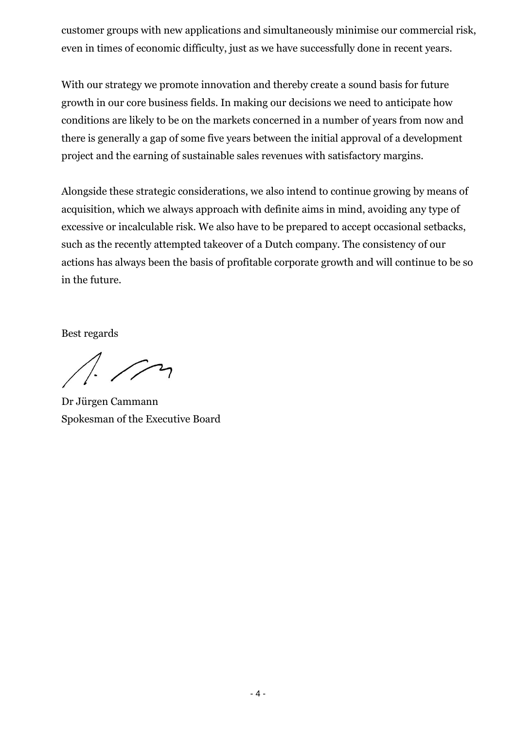customer groups with new applications and simultaneously minimise our commercial risk, even in times of economic difficulty, just as we have successfully done in recent years.

With our strategy we promote innovation and thereby create a sound basis for future growth in our core business fields. In making our decisions we need to anticipate how conditions are likely to be on the markets concerned in a number of years from now and there is generally a gap of some five years between the initial approval of a development project and the earning of sustainable sales revenues with satisfactory margins.

Alongside these strategic considerations, we also intend to continue growing by means of acquisition, which we always approach with definite aims in mind, avoiding any type of excessive or incalculable risk. We also have to be prepared to accept occasional setbacks, such as the recently attempted takeover of a Dutch company. The consistency of our actions has always been the basis of profitable corporate growth and will continue to be so in the future.

Best regards

Dr Jürgen Cammann
Spokesman of the Executive Board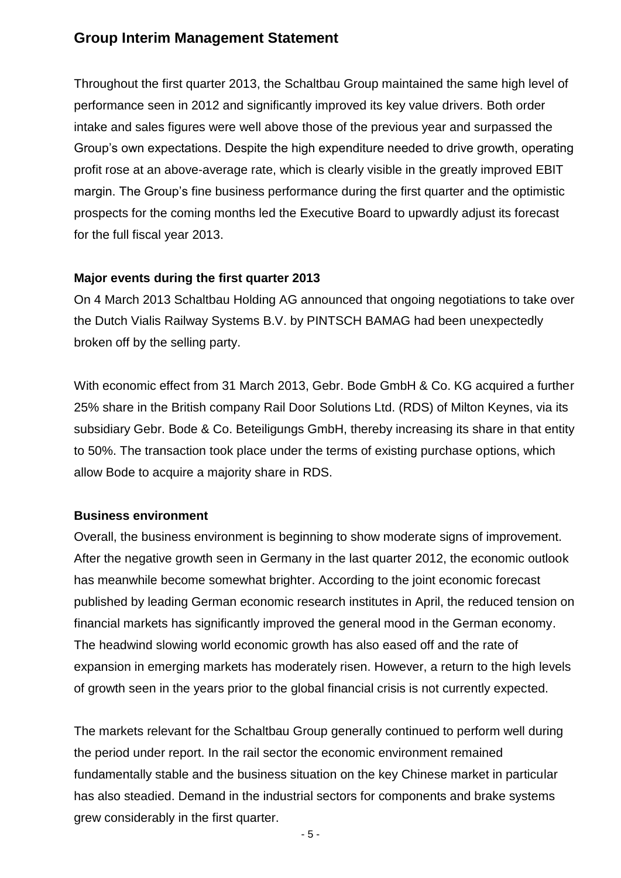# Group Interim Management Statement

Throughout the first quarter 2013, the Schaltbau Group maintained the same high level of performance seen in 2012 and significantly improved its key value drivers. Both order intake and sales figures were well above those of the previous year and surpassed the Group's own expectations. Despite the high expenditure needed to drive growth, operating profit rose at an above-average rate, which is clearly visible in the greatly improved EBIT margin. The Group's fine business performance during the first quarter and the optimistic prospects for the coming months led the Executive Board to upwardly adjust its forecast for the full fiscal year 2013.

**Major events during the first quarter 2013**

On 4 March 2013 Schaltbau Holding AG announced that ongoing negotiations to take over the Dutch Vialis Railway Systems B.V. by PINTSCH BAMAG had been unexpectedly broken off by the selling party.

With economic effect from 31 March 2013, Gebr. Bode GmbH & Co. KG acquired a further 25% share in the British company Rail Door Solutions Ltd. (RDS) of Milton Keynes, via its subsidiary Gebr. Bode & Co. Beteiligungs GmbH, thereby increasing its share in that entity to 50%. The transaction took place under the terms of existing purchase options, which allow Bode to acquire a majority share in RDS.

**Business environment**

Overall, the business environment is beginning to show moderate signs of improvement. After the negative growth seen in Germany in the last quarter 2012, the economic outlook has meanwhile become somewhat brighter. According to the joint economic forecast published by leading German economic research institutes in April, the reduced tension on financial markets has significantly improved the general mood in the German economy. The headwind slowing world economic growth has also eased off and the rate of expansion in emerging markets has moderately risen. However, a return to the high levels of growth seen in the years prior to the global financial crisis is not currently expected.

The markets relevant for the Schaltbau Group generally continued to perform well during the period under report. In the rail sector the economic environment remained fundamentally stable and the business situation on the key Chinese market in particular has also steadied. Demand in the industrial sectors for components and brake systems grew considerably in the first quarter.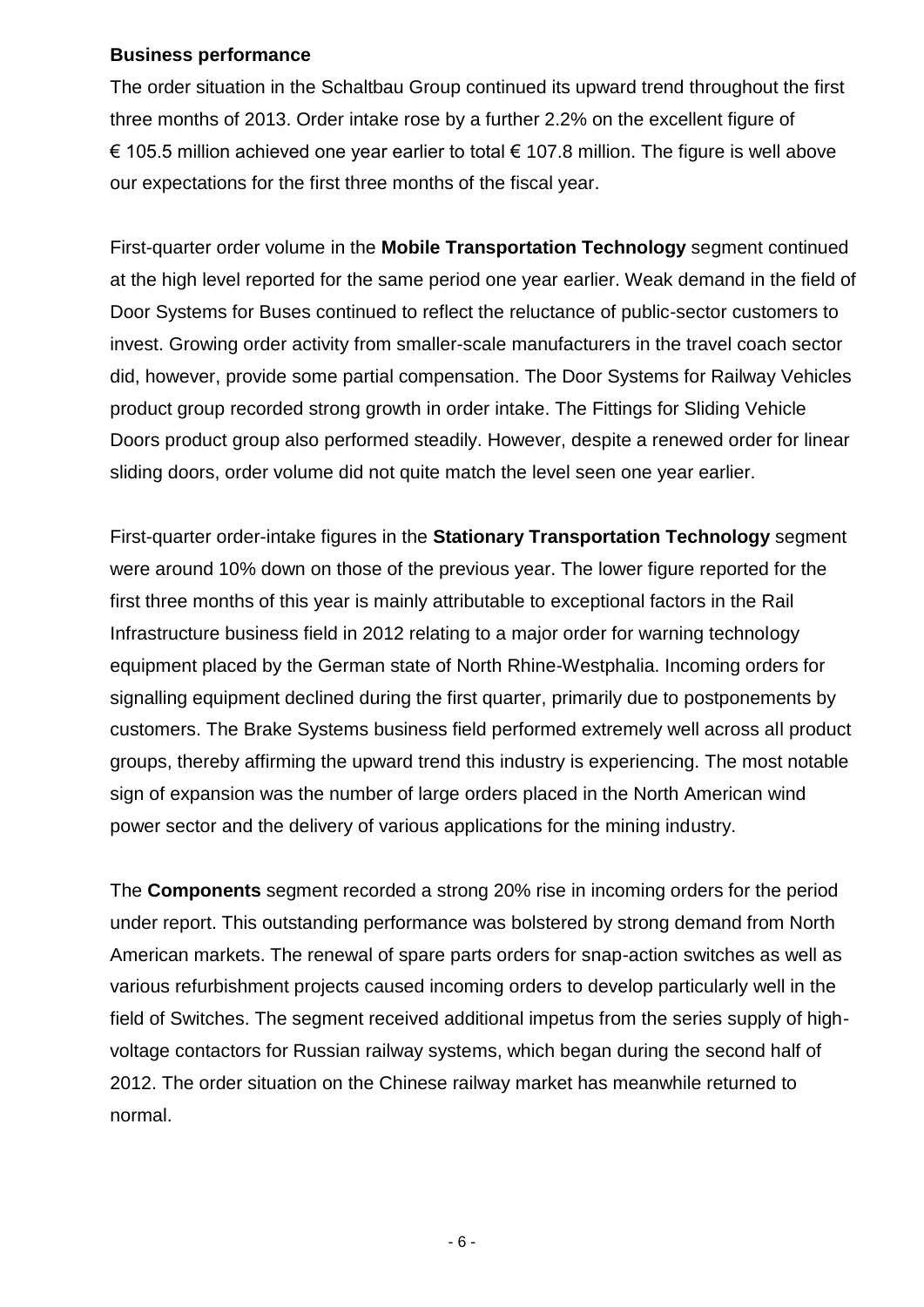**Business performance**

The order situation in the Schaltbau Group continued its upward trend throughout the first three months of 2013. Order intake rose by a further 2.2% on the excellent figure of € 105.5 million achieved one year earlier to total € 107.8 million. The figure is well above our expectations for the first three months of the fiscal year.

First-quarter order volume in the **Mobile Transportation Technology** segment continued at the high level reported for the same period one year earlier. Weak demand in the field of Door Systems for Buses continued to reflect the reluctance of public-sector customers to invest. Growing order activity from smaller-scale manufacturers in the travel coach sector did, however, provide some partial compensation. The Door Systems for Railway Vehicles product group recorded strong growth in order intake. The Fittings for Sliding Vehicle Doors product group also performed steadily. However, despite a renewed order for linear sliding doors, order volume did not quite match the level seen one year earlier.

First-quarter order-intake figures in the **Stationary Transportation Technology** segment were around 10% down on those of the previous year. The lower figure reported for the first three months of this year is mainly attributable to exceptional factors in the Rail Infrastructure business field in 2012 relating to a major order for warning technology equipment placed by the German state of North Rhine-Westphalia. Incoming orders for signalling equipment declined during the first quarter, primarily due to postponements by customers. The Brake Systems business field performed extremely well across all product groups, thereby affirming the upward trend this industry is experiencing. The most notable sign of expansion was the number of large orders placed in the North American wind power sector and the delivery of various applications for the mining industry.

The **Components** segment recorded a strong 20% rise in incoming orders for the period under report. This outstanding performance was bolstered by strong demand from North American markets. The renewal of spare parts orders for snap-action switches as well as various refurbishment projects caused incoming orders to develop particularly well in the field of Switches. The segment received additional impetus from the series supply of high-voltage contactors for Russian railway systems, which began during the second half of 2012. The order situation on the Chinese railway market has meanwhile returned to normal.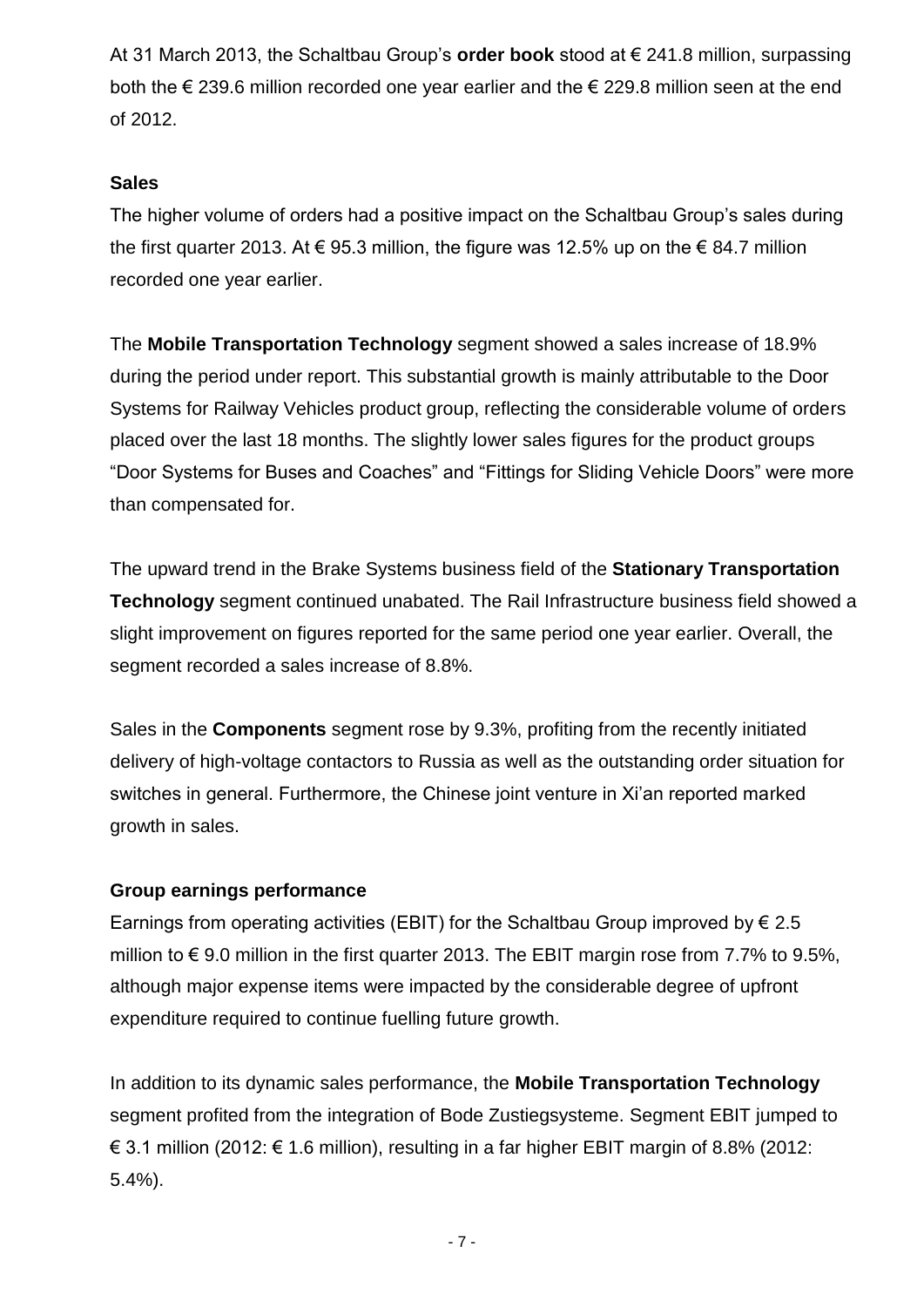At 31 March 2013, the Schaltbau Group's **order book** stood at € 241.8 million, surpassing both the € 239.6 million recorded one year earlier and the € 229.8 million seen at the end of 2012.

### Sales

The higher volume of orders had a positive impact on the Schaltbau Group's sales during the first quarter 2013. At € 95.3 million, the figure was 12.5% up on the € 84.7 million recorded one year earlier.

The **Mobile Transportation Technology** segment showed a sales increase of 18.9% during the period under report. This substantial growth is mainly attributable to the Door Systems for Railway Vehicles product group, reflecting the considerable volume of orders placed over the last 18 months. The slightly lower sales figures for the product groups "Door Systems for Buses and Coaches" and "Fittings for Sliding Vehicle Doors" were more than compensated for.

The upward trend in the Brake Systems business field of the **Stationary Transportation Technology** segment continued unabated. The Rail Infrastructure business field showed a slight improvement on figures reported for the same period one year earlier. Overall, the segment recorded a sales increase of 8.8%.

Sales in the **Components** segment rose by 9.3%, profiting from the recently initiated delivery of high-voltage contactors to Russia as well as the outstanding order situation for switches in general. Furthermore, the Chinese joint venture in Xi'an reported marked growth in sales.

### Group earnings performance

Earnings from operating activities (EBIT) for the Schaltbau Group improved by € 2.5 million to € 9.0 million in the first quarter 2013. The EBIT margin rose from 7.7% to 9.5%, although major expense items were impacted by the considerable degree of upfront expenditure required to continue fuelling future growth.

In addition to its dynamic sales performance, the **Mobile Transportation Technology** segment profited from the integration of Bode Zustiegsysteme. Segment EBIT jumped to € 3.1 million (2012: € 1.6 million), resulting in a far higher EBIT margin of 8.8% (2012: 5.4%).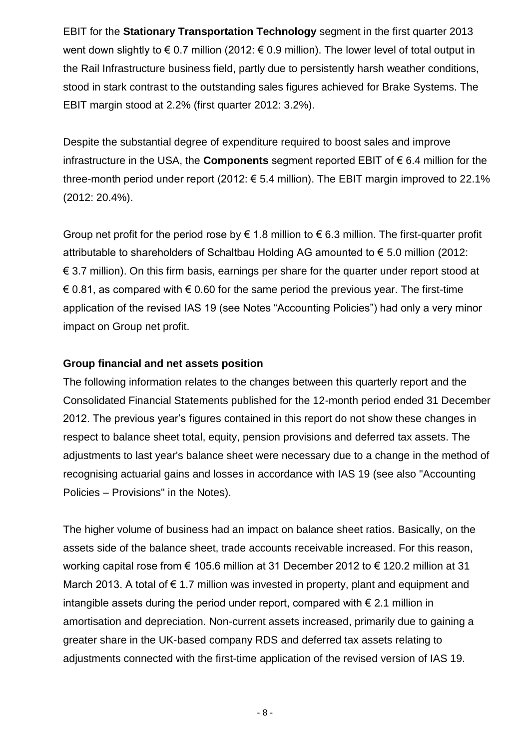EBIT for the **Stationary Transportation Technology** segment in the first quarter 2013 went down slightly to € 0.7 million (2012: € 0.9 million). The lower level of total output in the Rail Infrastructure business field, partly due to persistently harsh weather conditions, stood in stark contrast to the outstanding sales figures achieved for Brake Systems. The EBIT margin stood at 2.2% (first quarter 2012: 3.2%).

Despite the substantial degree of expenditure required to boost sales and improve infrastructure in the USA, the **Components** segment reported EBIT of € 6.4 million for the three-month period under report (2012: € 5.4 million). The EBIT margin improved to 22.1% (2012: 20.4%).

Group net profit for the period rose by € 1.8 million to € 6.3 million. The first-quarter profit attributable to shareholders of Schaltbau Holding AG amounted to € 5.0 million (2012: € 3.7 million). On this firm basis, earnings per share for the quarter under report stood at € 0.81, as compared with € 0.60 for the same period the previous year. The first-time application of the revised IAS 19 (see Notes "Accounting Policies") had only a very minor impact on Group net profit.

**Group financial and net assets position**

The following information relates to the changes between this quarterly report and the Consolidated Financial Statements published for the 12-month period ended 31 December 2012. The previous year's figures contained in this report do not show these changes in respect to balance sheet total, equity, pension provisions and deferred tax assets. The adjustments to last year's balance sheet were necessary due to a change in the method of recognising actuarial gains and losses in accordance with IAS 19 (see also "Accounting Policies – Provisions" in the Notes).

The higher volume of business had an impact on balance sheet ratios. Basically, on the assets side of the balance sheet, trade accounts receivable increased. For this reason, working capital rose from € 105.6 million at 31 December 2012 to € 120.2 million at 31 March 2013. A total of € 1.7 million was invested in property, plant and equipment and intangible assets during the period under report, compared with € 2.1 million in amortisation and depreciation. Non-current assets increased, primarily due to gaining a greater share in the UK-based company RDS and deferred tax assets relating to adjustments connected with the first-time application of the revised version of IAS 19.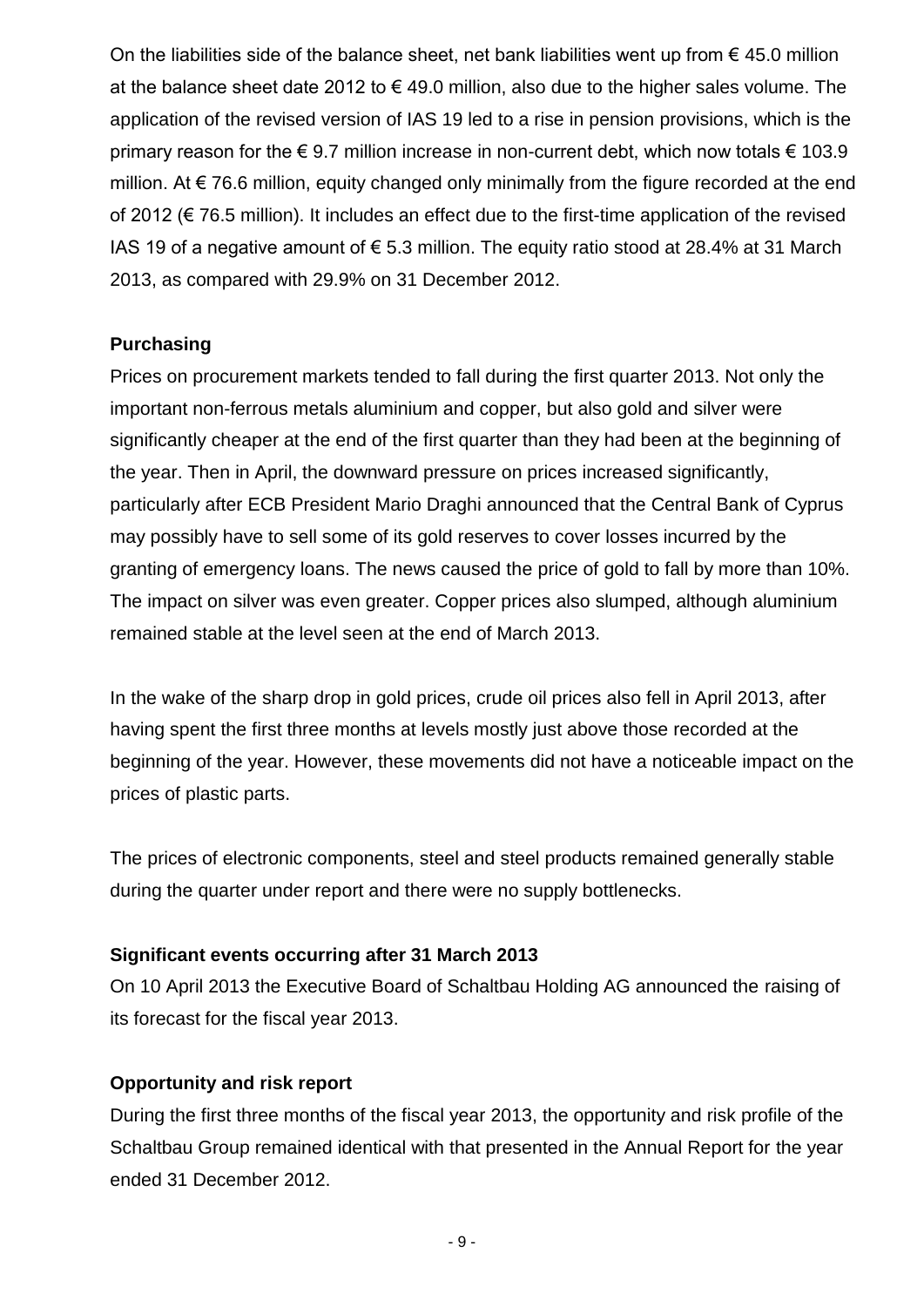On the liabilities side of the balance sheet, net bank liabilities went up from € 45.0 million at the balance sheet date 2012 to € 49.0 million, also due to the higher sales volume. The application of the revised version of IAS 19 led to a rise in pension provisions, which is the primary reason for the € 9.7 million increase in non-current debt, which now totals € 103.9 million. At € 76.6 million, equity changed only minimally from the figure recorded at the end of 2012 (€ 76.5 million). It includes an effect due to the first-time application of the revised IAS 19 of a negative amount of € 5.3 million. The equity ratio stood at 28.4% at 31 March 2013, as compared with 29.9% on 31 December 2012.

**Purchasing**

Prices on procurement markets tended to fall during the first quarter 2013. Not only the important non-ferrous metals aluminium and copper, but also gold and silver were significantly cheaper at the end of the first quarter than they had been at the beginning of the year. Then in April, the downward pressure on prices increased significantly, particularly after ECB President Mario Draghi announced that the Central Bank of Cyprus may possibly have to sell some of its gold reserves to cover losses incurred by the granting of emergency loans. The news caused the price of gold to fall by more than 10%. The impact on silver was even greater. Copper prices also slumped, although aluminium remained stable at the level seen at the end of March 2013.

In the wake of the sharp drop in gold prices, crude oil prices also fell in April 2013, after having spent the first three months at levels mostly just above those recorded at the beginning of the year. However, these movements did not have a noticeable impact on the prices of plastic parts.

The prices of electronic components, steel and steel products remained generally stable during the quarter under report and there were no supply bottlenecks.

**Significant events occurring after 31 March 2013**

On 10 April 2013 the Executive Board of Schaltbau Holding AG announced the raising of its forecast for the fiscal year 2013.

**Opportunity and risk report**

During the first three months of the fiscal year 2013, the opportunity and risk profile of the Schaltbau Group remained identical with that presented in the Annual Report for the year ended 31 December 2012.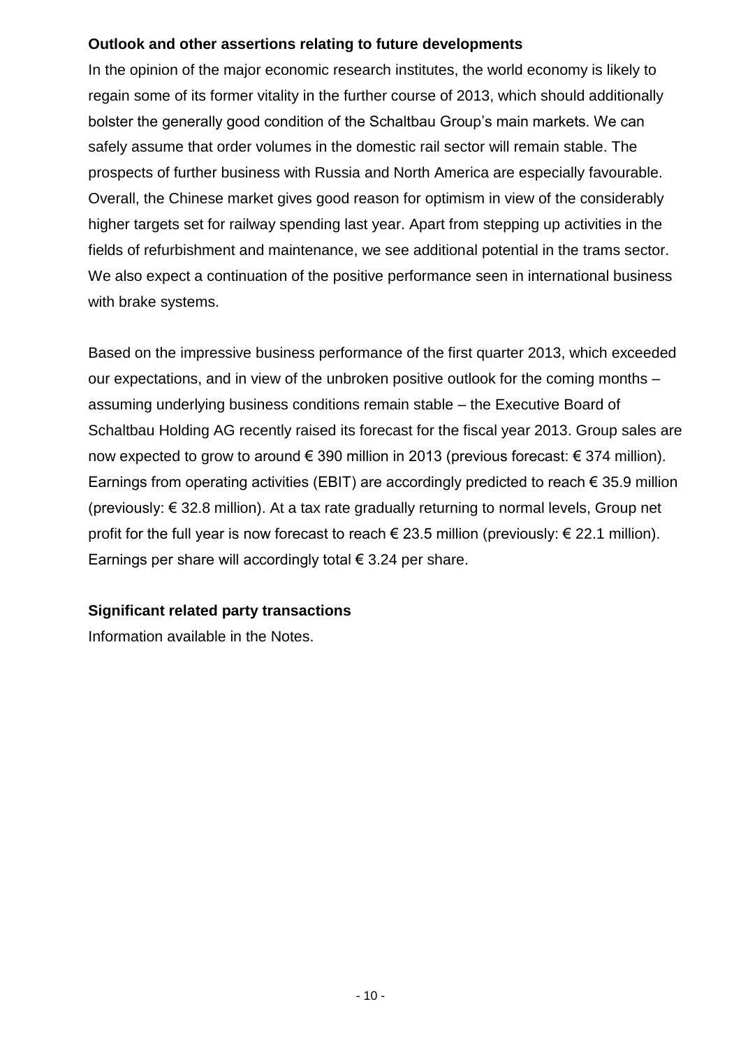**Outlook and other assertions relating to future developments**

In the opinion of the major economic research institutes, the world economy is likely to regain some of its former vitality in the further course of 2013, which should additionally bolster the generally good condition of the Schaltbau Group's main markets. We can safely assume that order volumes in the domestic rail sector will remain stable. The prospects of further business with Russia and North America are especially favourable. Overall, the Chinese market gives good reason for optimism in view of the considerably higher targets set for railway spending last year. Apart from stepping up activities in the fields of refurbishment and maintenance, we see additional potential in the trams sector. We also expect a continuation of the positive performance seen in international business with brake systems.

Based on the impressive business performance of the first quarter 2013, which exceeded our expectations, and in view of the unbroken positive outlook for the coming months – assuming underlying business conditions remain stable – the Executive Board of Schaltbau Holding AG recently raised its forecast for the fiscal year 2013. Group sales are now expected to grow to around € 390 million in 2013 (previous forecast: € 374 million). Earnings from operating activities (EBIT) are accordingly predicted to reach € 35.9 million (previously: € 32.8 million). At a tax rate gradually returning to normal levels, Group net profit for the full year is now forecast to reach € 23.5 million (previously: € 22.1 million). Earnings per share will accordingly total € 3.24 per share.

**Significant related party transactions**

Information available in the Notes.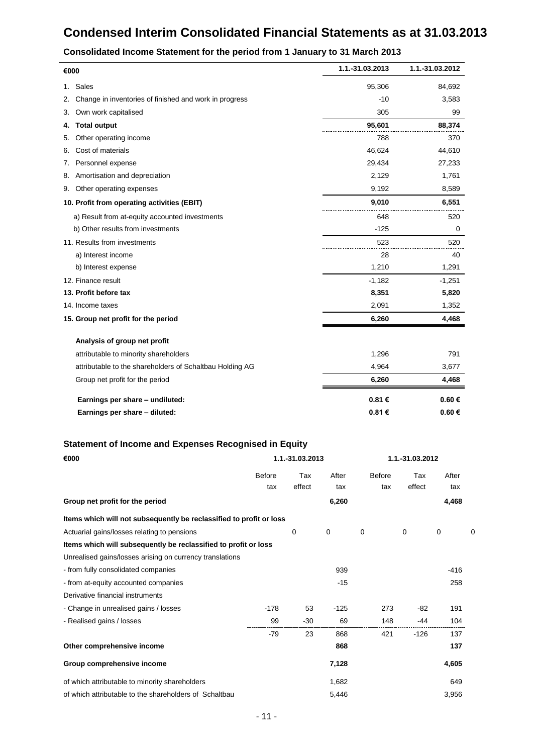# Condensed Interim Consolidated Financial Statements as at 31.03.2013

## Consolidated Income Statement for the period from 1 January to 31 March 2013

| €000 | 1.1.-31.03.2013 | 1.1.-31.03.2012 |
|---|---|---|
| 1. Sales | 95,306 | 84,692 |
| 2. Change in inventories of finished and work in progress | -10 | 3,583 |
| 3. Own work capitalised | 305 | 99 |
| **4. Total output** | **95,601** | **88,374** |
| 5. Other operating income | 788 | 370 |
| 6. Cost of materials | 46,624 | 44,610 |
| 7. Personnel expense | 29,434 | 27,233 |
| 8. Amortisation and depreciation | 2,129 | 1,761 |
| 9. Other operating expenses | 9,192 | 8,589 |
| **10. Profit from operating activities (EBIT)** | **9,010** | **6,551** |
| a) Result from at-equity accounted investments | 648 | 520 |
| b) Other results from investments | -125 | 0 |
| 11. Results from investments | 523 | 520 |
| a) Interest income | 28 | 40 |
| b) Interest expense | 1,210 | 1,291 |
| 12. Finance result | -1,182 | -1,251 |
| **13. Profit before tax** | **8,351** | **5,820** |
| 14. Income taxes | 2,091 | 1,352 |
| **15. Group net profit for the period** | **6,260** | **4,468** |
| **Analysis of group net profit** | | |
| attributable to minority shareholders | 1,296 | 791 |
| attributable to the shareholders of Schaltbau Holding AG | 4,964 | 3,677 |
| Group net profit for the period | **6,260** | **4,468** |
| **Earnings per share – undiluted:** | **0.81 €** | **0.60 €** |
| **Earnings per share – diluted:** | **0.81 €** | **0.60 €** |

## Statement of Income and Expenses Recognised in Equity

| €000 | 1.1.-31.03.2013 | | | 1.1.-31.03.2012 | | |
|---|---|---|---|---|---|---|
| | Before tax | Tax effect | After tax | Before tax | Tax effect | After tax |
| **Group net profit for the period** | | | **6,260** | | | **4,468** |
| **Items which will not subsequently be reclassified to profit or loss** | | | | | | |
| Actuarial gains/losses relating to pensions | 0 | 0 | 0 | 0 | 0 | 0 |
| **Items which will subsequently be reclassified to profit or loss** | | | | | | |
| Unrealised gains/losses arising on currency translations | | | | | | |
| - from fully consolidated companies | | | 939 | | | -416 |
| - from at-equity accounted companies | | | -15 | | | 258 |
| Derivative financial instruments | | | | | | |
| - Change in unrealised gains / losses | -178 | 53 | -125 | 273 | -82 | 191 |
| - Realised gains / losses | 99 | -30 | 69 | 148 | -44 | 104 |
| | -79 | 23 | 868 | 421 | -126 | 137 |
| **Other comprehensive income** | | | **868** | | | **137** |
| **Group comprehensive income** | | | **7,128** | | | **4,605** |
| of which attributable to minority shareholders | | | 1,682 | | | 649 |
| of which attributable to the shareholders of Schaltbau | | | 5,446 | | | 3,956 |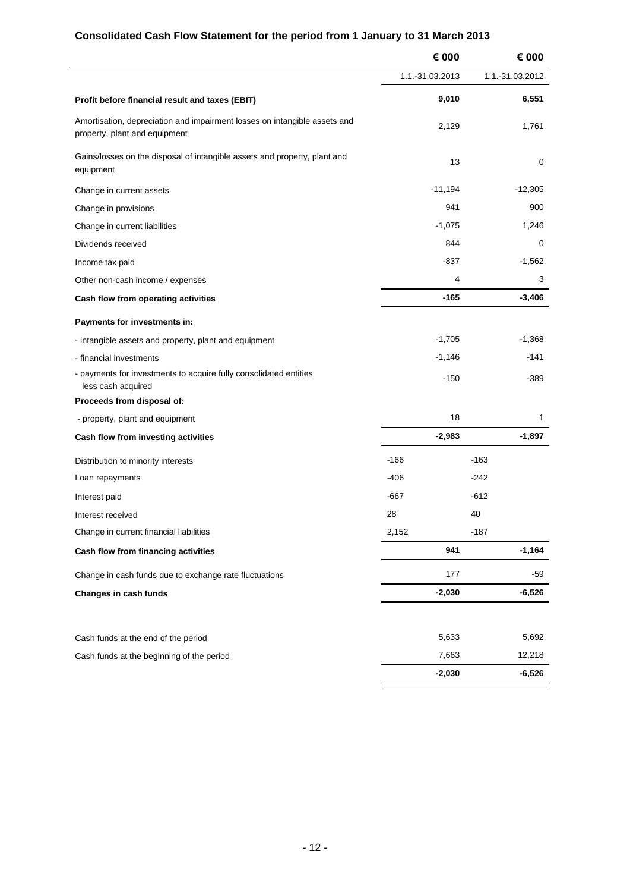## Consolidated Cash Flow Statement for the period from 1 January to 31 March 2013

| | € 000 | € 000 |
|---|---|---|
| | 1.1.-31.03.2013 | 1.1.-31.03.2012 |
| **Profit before financial result and taxes (EBIT)** | **9,010** | **6,551** |
| Amortisation, depreciation and impairment losses on intangible assets and property, plant and equipment | 2,129 | 1,761 |
| Gains/losses on the disposal of intangible assets and property, plant and equipment | 13 | 0 |
| Change in current assets | -11,194 | -12,305 |
| Change in provisions | 941 | 900 |
| Change in current liabilities | -1,075 | 1,246 |
| Dividends received | 844 | 0 |
| Income tax paid | -837 | -1,562 |
| Other non-cash income / expenses | 4 | 3 |
| **Cash flow from operating activities** | **-165** | **-3,406** |
| **Payments for investments in:** | | |
| - intangible assets and property, plant and equipment | -1,705 | -1,368 |
| - financial investments | -1,146 | -141 |
| - payments for investments to acquire fully consolidated entities less cash acquired | -150 | -389 |
| **Proceeds from disposal of:** | | |
| - property, plant and equipment | 18 | 1 |
| **Cash flow from investing activities** | **-2,983** | **-1,897** |
| Distribution to minority interests | -166 | -163 |
| Loan repayments | -406 | -242 |
| Interest paid | -667 | -612 |
| Interest received | 28 | 40 |
| Change in current financial liabilities | 2,152 | -187 |
| **Cash flow from financing activities** | **941** | **-1,164** |
| Change in cash funds due to exchange rate fluctuations | 177 | -59 |
| **Changes in cash funds** | **-2,030** | **-6,526** |
| | | |
| Cash funds at the end of the period | 5,633 | 5,692 |
| Cash funds at the beginning of the period | 7,663 | 12,218 |
| | **-2,030** | **-6,526** |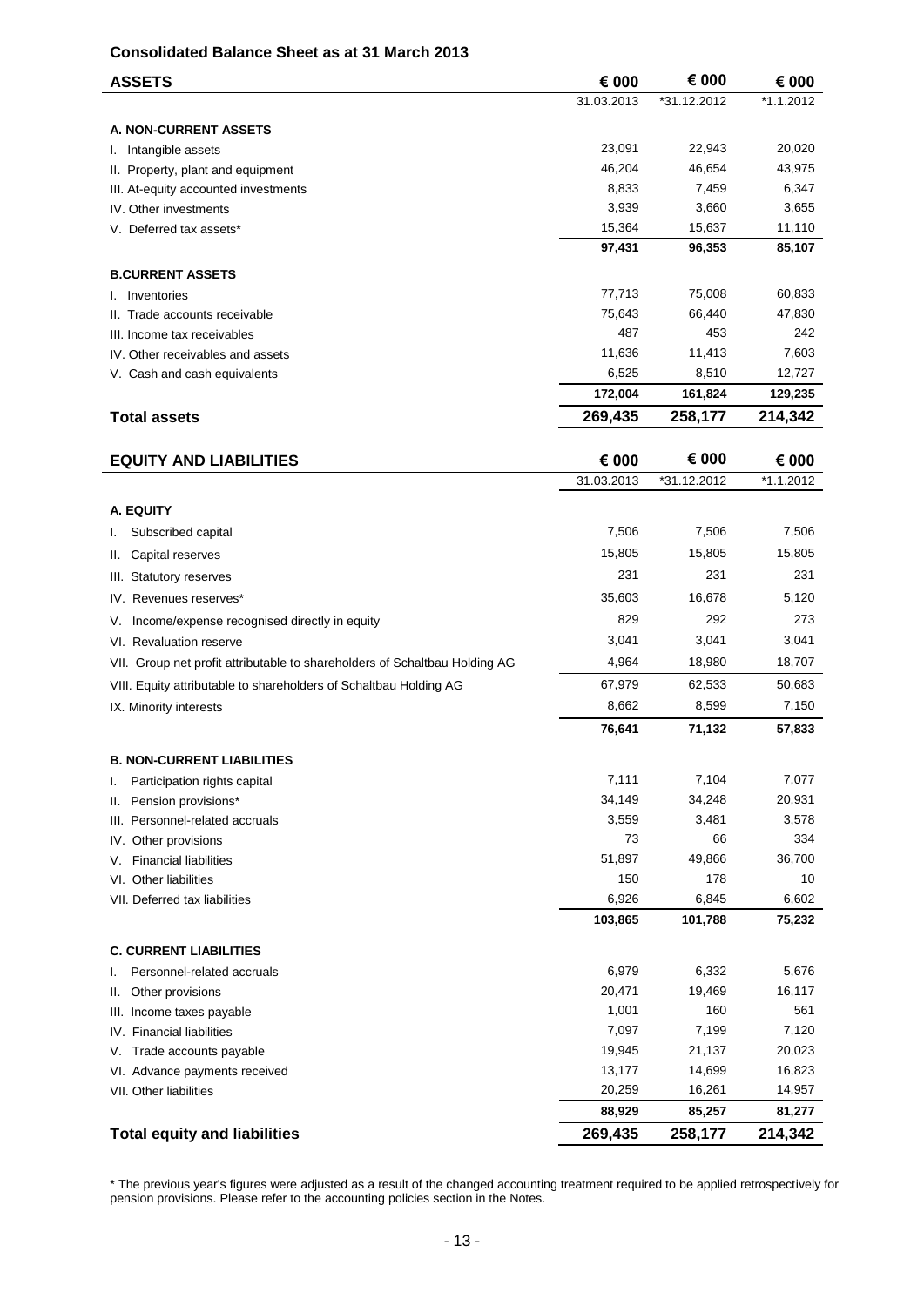## Consolidated Balance Sheet as at 31 March 2013

| ASSETS | € 000 | € 000 | € 000 |
|---|---|---|---|
| | 31.03.2013 | *31.12.2012 | *1.1.2012 |
| **A. NON-CURRENT ASSETS** | | | |
| I. Intangible assets | 23,091 | 22,943 | 20,020 |
| II. Property, plant and equipment | 46,204 | 46,654 | 43,975 |
| III. At-equity accounted investments | 8,833 | 7,459 | 6,347 |
| IV. Other investments | 3,939 | 3,660 | 3,655 |
| V. Deferred tax assets* | 15,364 | 15,637 | 11,110 |
| | **97,431** | **96,353** | **85,107** |
| **B.CURRENT ASSETS** | | | |
| I. Inventories | 77,713 | 75,008 | 60,833 |
| II. Trade accounts receivable | 75,643 | 66,440 | 47,830 |
| III. Income tax receivables | 487 | 453 | 242 |
| IV. Other receivables and assets | 11,636 | 11,413 | 7,603 |
| V. Cash and cash equivalents | 6,525 | 8,510 | 12,727 |
| | **172,004** | **161,824** | **129,235** |
| **Total assets** | **269,435** | **258,177** | **214,342** |

| EQUITY AND LIABILITIES | € 000 | € 000 | € 000 |
|---|---|---|---|
| | 31.03.2013 | *31.12.2012 | *1.1.2012 |
| **A. EQUITY** | | | |
| I. Subscribed capital | 7,506 | 7,506 | 7,506 |
| II. Capital reserves | 15,805 | 15,805 | 15,805 |
| III. Statutory reserves | 231 | 231 | 231 |
| IV. Revenues reserves* | 35,603 | 16,678 | 5,120 |
| V. Income/expense recognised directly in equity | 829 | 292 | 273 |
| VI. Revaluation reserve | 3,041 | 3,041 | 3,041 |
| VII. Group net profit attributable to shareholders of Schaltbau Holding AG | 4,964 | 18,980 | 18,707 |
| VIII. Equity attributable to shareholders of Schaltbau Holding AG | 67,979 | 62,533 | 50,683 |
| IX. Minority interests | 8,662 | 8,599 | 7,150 |
| | **76,641** | **71,132** | **57,833** |
| **B. NON-CURRENT LIABILITIES** | | | |
| I. Participation rights capital | 7,111 | 7,104 | 7,077 |
| II. Pension provisions* | 34,149 | 34,248 | 20,931 |
| III. Personnel-related accruals | 3,559 | 3,481 | 3,578 |
| IV. Other provisions | 73 | 66 | 334 |
| V. Financial liabilities | 51,897 | 49,866 | 36,700 |
| VI. Other liabilities | 150 | 178 | 10 |
| VII. Deferred tax liabilities | 6,926 | 6,845 | 6,602 |
| | **103,865** | **101,788** | **75,232** |
| **C. CURRENT LIABILITIES** | | | |
| I. Personnel-related accruals | 6,979 | 6,332 | 5,676 |
| II. Other provisions | 20,471 | 19,469 | 16,117 |
| III. Income taxes payable | 1,001 | 160 | 561 |
| IV. Financial liabilities | 7,097 | 7,199 | 7,120 |
| V. Trade accounts payable | 19,945 | 21,137 | 20,023 |
| VI. Advance payments received | 13,177 | 14,699 | 16,823 |
| VII. Other liabilities | 20,259 | 16,261 | 14,957 |
| | **88,929** | **85,257** | **81,277** |
| **Total equity and liabilities** | **269,435** | **258,177** | **214,342** |

* The previous year's figures were adjusted as a result of the changed accounting treatment required to be applied retrospectively for pension provisions. Please refer to the accounting policies section in the Notes.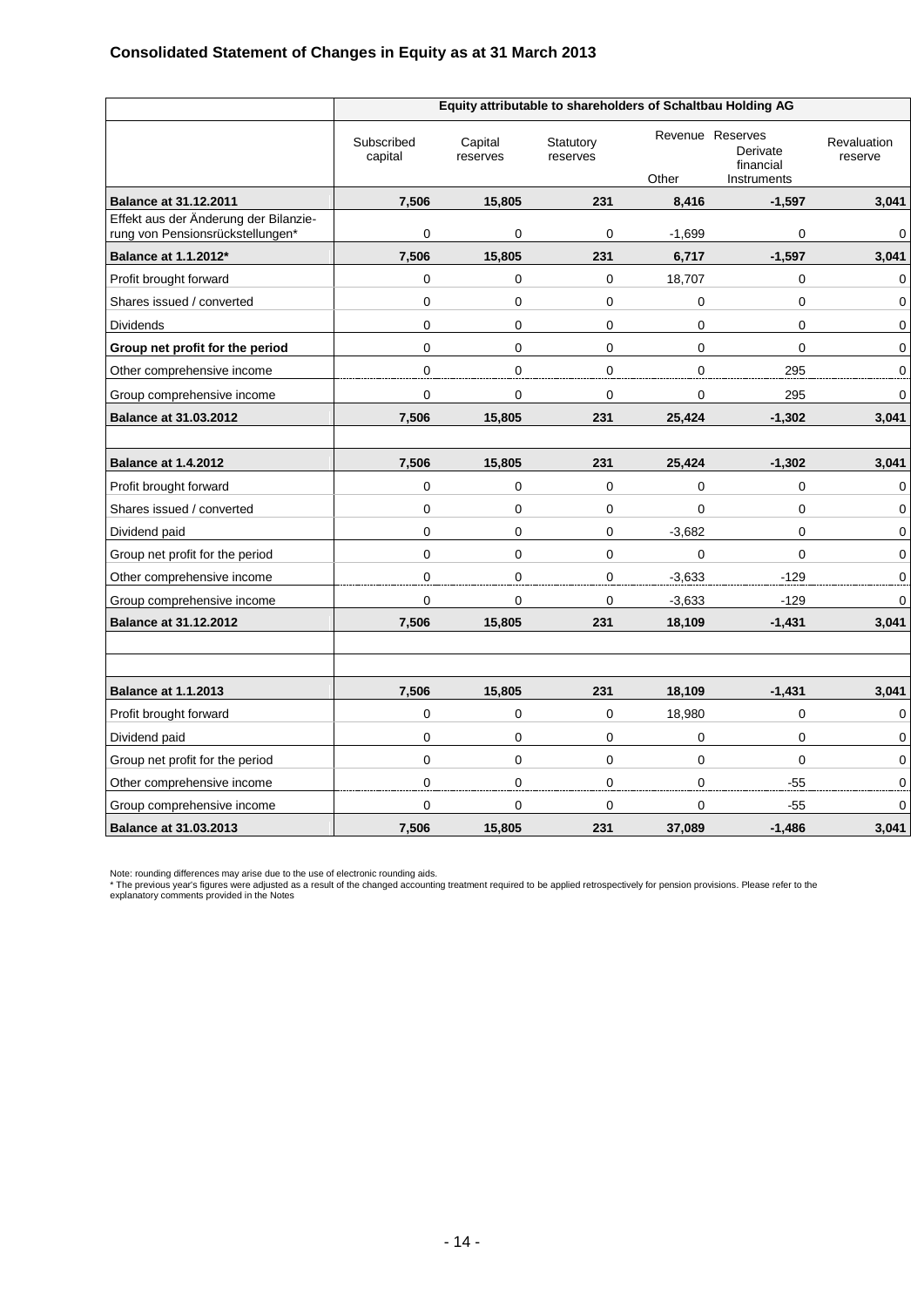## Consolidated Statement of Changes in Equity as at 31 March 2013

| | Equity attributable to shareholders of Schaltbau Holding AG | | | | | |
|---|---|---|---|---|---|---|
| | Subscribed capital | Capital reserves | Statutory reserves | Revenue Reserves | | Revaluation reserve |
| | | | | Other | Derivate financial Instruments | |
| **Balance at 31.12.2011** | **7,506** | **15,805** | **231** | **8,416** | **-1,597** | **3,041** |
| Effekt aus der Änderung der Bilanzierung von Pensionsrückstellungen* | 0 | 0 | 0 | -1,699 | 0 | 0 |
| **Balance at 1.1.2012*** | **7,506** | **15,805** | **231** | **6,717** | **-1,597** | **3,041** |
| Profit brought forward | 0 | 0 | 0 | 18,707 | 0 | 0 |
| Shares issued / converted | 0 | 0 | 0 | 0 | 0 | 0 |
| Dividends | 0 | 0 | 0 | 0 | 0 | 0 |
| **Group net profit for the period** | 0 | 0 | 0 | 0 | 0 | 0 |
| Other comprehensive income | 0 | 0 | 0 | 0 | 295 | 0 |
| Group comprehensive income | 0 | 0 | 0 | 0 | 295 | 0 |
| **Balance at 31.03.2012** | **7,506** | **15,805** | **231** | **25,424** | **-1,302** | **3,041** |
| | | | | | | |
| **Balance at 1.4.2012** | **7,506** | **15,805** | **231** | **25,424** | **-1,302** | **3,041** |
| Profit brought forward | 0 | 0 | 0 | 0 | 0 | 0 |
| Shares issued / converted | 0 | 0 | 0 | 0 | 0 | 0 |
| Dividend paid | 0 | 0 | 0 | -3,682 | 0 | 0 |
| Group net profit for the period | 0 | 0 | 0 | 0 | 0 | 0 |
| Other comprehensive income | 0 | 0 | 0 | -3,633 | -129 | 0 |
| Group comprehensive income | 0 | 0 | 0 | -3,633 | -129 | 0 |
| **Balance at 31.12.2012** | **7,506** | **15,805** | **231** | **18,109** | **-1,431** | **3,041** |
| | | | | | | |
| | | | | | | |
| **Balance at 1.1.2013** | **7,506** | **15,805** | **231** | **18,109** | **-1,431** | **3,041** |
| Profit brought forward | 0 | 0 | 0 | 18,980 | 0 | 0 |
| Dividend paid | 0 | 0 | 0 | 0 | 0 | 0 |
| Group net profit for the period | 0 | 0 | 0 | 0 | 0 | 0 |
| Other comprehensive income | 0 | 0 | 0 | 0 | -55 | 0 |
| Group comprehensive income | 0 | 0 | 0 | 0 | -55 | 0 |
| **Balance at 31.03.2013** | **7,506** | **15,805** | **231** | **37,089** | **-1,486** | **3,041** |

Note: rounding differences may arise due to the use of electronic rounding aids.
* The previous year's figures were adjusted as a result of the changed accounting treatment required to be applied retrospectively for pension provisions. Please refer to the explanatory comments provided in the Notes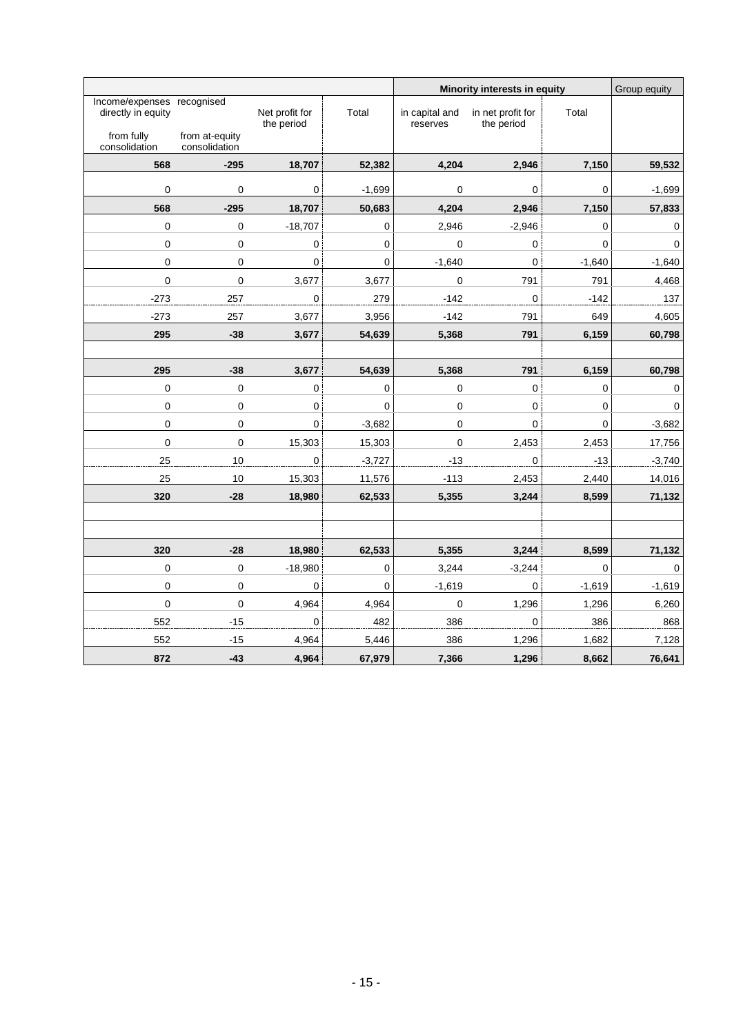| Income/expenses recognised directly in equity | | Net profit for the period | Total | Minority interests in equity | | | Group equity |
|---|---|---|---|---|---|---|---|
| from fully consolidation | from at-equity consolidation | | | in capital and reserves | in net profit for the period | Total | |
| **568** | **-295** | **18,707** | **52,382** | **4,204** | **2,946** | **7,150** | **59,532** |
| 0 | 0 | 0 | -1,699 | 0 | 0 | 0 | -1,699 |
| **568** | **-295** | **18,707** | **50,683** | **4,204** | **2,946** | **7,150** | **57,833** |
| 0 | 0 | -18,707 | 0 | 2,946 | -2,946 | 0 | 0 |
| 0 | 0 | 0 | 0 | 0 | 0 | 0 | 0 |
| 0 | 0 | 0 | 0 | -1,640 | 0 | -1,640 | -1,640 |
| 0 | 0 | 3,677 | 3,677 | 0 | 791 | 791 | 4,468 |
| -273 | 257 | 0 | 279 | -142 | 0 | -142 | 137 |
| -273 | 257 | 3,677 | 3,956 | -142 | 791 | 649 | 4,605 |
| **295** | **-38** | **3,677** | **54,639** | **5,368** | **791** | **6,159** | **60,798** |
| | | | | | | | |
| **295** | **-38** | **3,677** | **54,639** | **5,368** | **791** | **6,159** | **60,798** |
| 0 | 0 | 0 | 0 | 0 | 0 | 0 | 0 |
| 0 | 0 | 0 | 0 | 0 | 0 | 0 | 0 |
| 0 | 0 | 0 | -3,682 | 0 | 0 | 0 | -3,682 |
| 0 | 0 | 15,303 | 15,303 | 0 | 2,453 | 2,453 | 17,756 |
| 25 | 10 | 0 | -3,727 | -13 | 0 | -13 | -3,740 |
| 25 | 10 | 15,303 | 11,576 | -113 | 2,453 | 2,440 | 14,016 |
| **320** | **-28** | **18,980** | **62,533** | **5,355** | **3,244** | **8,599** | **71,132** |
| | | | | | | | |
| | | | | | | | |
| **320** | **-28** | **18,980** | **62,533** | **5,355** | **3,244** | **8,599** | **71,132** |
| 0 | 0 | -18,980 | 0 | 3,244 | -3,244 | 0 | 0 |
| 0 | 0 | 0 | 0 | -1,619 | 0 | -1,619 | -1,619 |
| 0 | 0 | 4,964 | 4,964 | 0 | 1,296 | 1,296 | 6,260 |
| 552 | -15 | 0 | 482 | 386 | 0 | 386 | 868 |
| 552 | -15 | 4,964 | 5,446 | 386 | 1,296 | 1,682 | 7,128 |
| **872** | **-43** | **4,964** | **67,979** | **7,366** | **1,296** | **8,662** | **76,641** |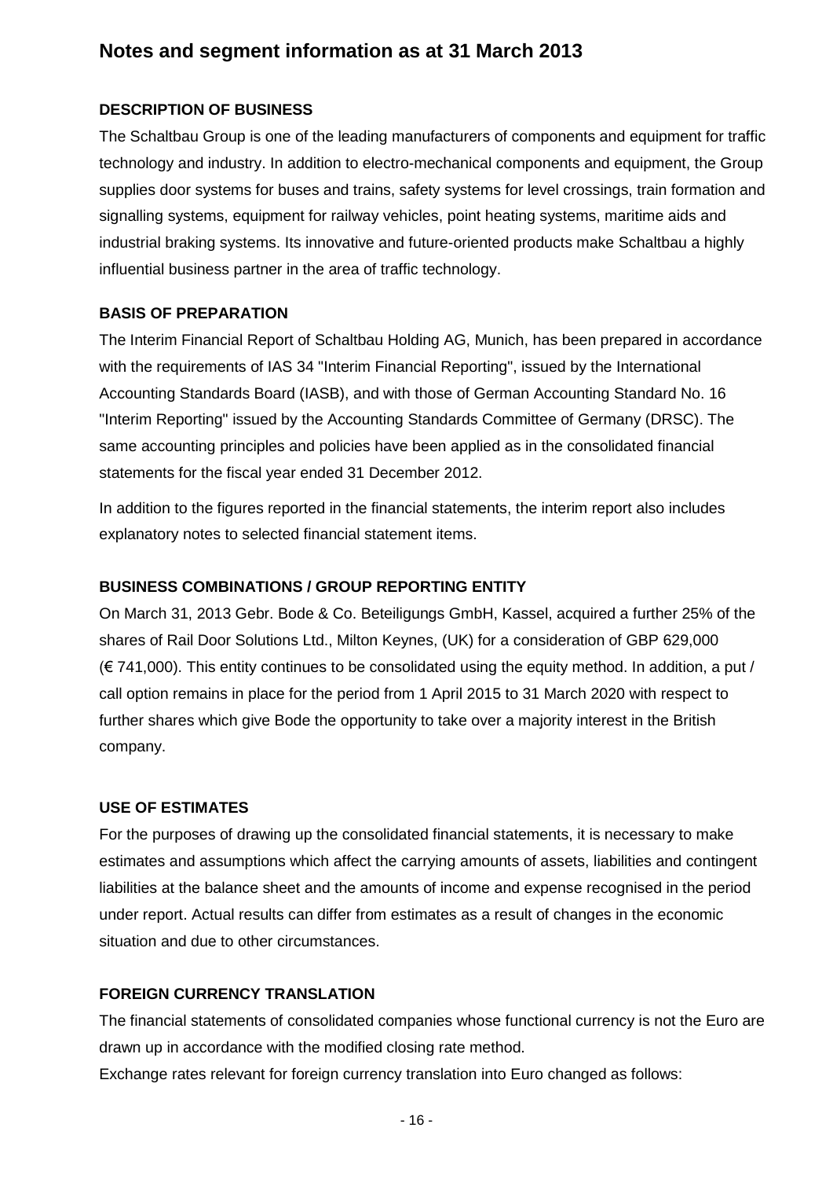# Notes and segment information as at 31 March 2013

## DESCRIPTION OF BUSINESS

The Schaltbau Group is one of the leading manufacturers of components and equipment for traffic technology and industry. In addition to electro-mechanical components and equipment, the Group supplies door systems for buses and trains, safety systems for level crossings, train formation and signalling systems, equipment for railway vehicles, point heating systems, maritime aids and industrial braking systems. Its innovative and future-oriented products make Schaltbau a highly influential business partner in the area of traffic technology.

## BASIS OF PREPARATION

The Interim Financial Report of Schaltbau Holding AG, Munich, has been prepared in accordance with the requirements of IAS 34 "Interim Financial Reporting", issued by the International Accounting Standards Board (IASB), and with those of German Accounting Standard No. 16 "Interim Reporting" issued by the Accounting Standards Committee of Germany (DRSC). The same accounting principles and policies have been applied as in the consolidated financial statements for the fiscal year ended 31 December 2012.

In addition to the figures reported in the financial statements, the interim report also includes explanatory notes to selected financial statement items.

## BUSINESS COMBINATIONS / GROUP REPORTING ENTITY

On March 31, 2013 Gebr. Bode & Co. Beteiligungs GmbH, Kassel, acquired a further 25% of the shares of Rail Door Solutions Ltd., Milton Keynes, (UK) for a consideration of GBP 629,000 (€ 741,000). This entity continues to be consolidated using the equity method. In addition, a put / call option remains in place for the period from 1 April 2015 to 31 March 2020 with respect to further shares which give Bode the opportunity to take over a majority interest in the British company.

## USE OF ESTIMATES

For the purposes of drawing up the consolidated financial statements, it is necessary to make estimates and assumptions which affect the carrying amounts of assets, liabilities and contingent liabilities at the balance sheet and the amounts of income and expense recognised in the period under report. Actual results can differ from estimates as a result of changes in the economic situation and due to other circumstances.

## FOREIGN CURRENCY TRANSLATION

The financial statements of consolidated companies whose functional currency is not the Euro are drawn up in accordance with the modified closing rate method.

Exchange rates relevant for foreign currency translation into Euro changed as follows: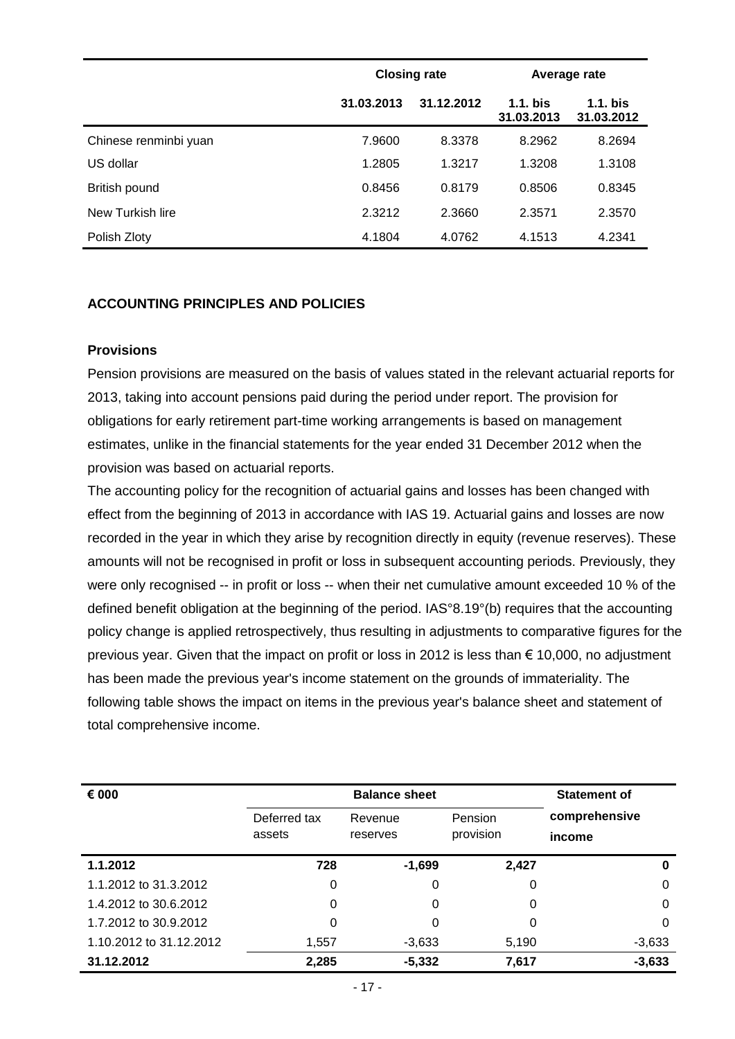| | Closing rate | | Average rate | |
|---|---|---|---|---|
| | 31.03.2013 | 31.12.2012 | 1.1. bis 31.03.2013 | 1.1. bis 31.03.2012 |
| Chinese renminbi yuan | 7.9600 | 8.3378 | 8.2962 | 8.2694 |
| US dollar | 1.2805 | 1.3217 | 1.3208 | 1.3108 |
| British pound | 0.8456 | 0.8179 | 0.8506 | 0.8345 |
| New Turkish lire | 2.3212 | 2.3660 | 2.3571 | 2.3570 |
| Polish Zloty | 4.1804 | 4.0762 | 4.1513 | 4.2341 |

## ACCOUNTING PRINCIPLES AND POLICIES

### Provisions

Pension provisions are measured on the basis of values stated in the relevant actuarial reports for 2013, taking into account pensions paid during the period under report. The provision for obligations for early retirement part-time working arrangements is based on management estimates, unlike in the financial statements for the year ended 31 December 2012 when the provision was based on actuarial reports.

The accounting policy for the recognition of actuarial gains and losses has been changed with effect from the beginning of 2013 in accordance with IAS 19. Actuarial gains and losses are now recorded in the year in which they arise by recognition directly in equity (revenue reserves). These amounts will not be recognised in profit or loss in subsequent accounting periods. Previously, they were only recognised -- in profit or loss -- when their net cumulative amount exceeded 10 % of the defined benefit obligation at the beginning of the period. IAS°8.19°(b) requires that the accounting policy change is applied retrospectively, thus resulting in adjustments to comparative figures for the previous year. Given that the impact on profit or loss in 2012 is less than € 10,000, no adjustment has been made the previous year's income statement on the grounds of immateriality. The following table shows the impact on items in the previous year's balance sheet and statement of total comprehensive income.

| € 000 | Balance sheet | | | Statement of comprehensive income |
|---|---|---|---|---|
| | Deferred tax assets | Revenue reserves | Pension provision | |
| **1.1.2012** | **728** | **-1,699** | **2,427** | **0** |
| 1.1.2012 to 31.3.2012 | 0 | 0 | 0 | 0 |
| 1.4.2012 to 30.6.2012 | 0 | 0 | 0 | 0 |
| 1.7.2012 to 30.9.2012 | 0 | 0 | 0 | 0 |
| 1.10.2012 to 31.12.2012 | 1,557 | -3,633 | 5,190 | -3,633 |
| **31.12.2012** | **2,285** | **-5,332** | **7,617** | **-3,633** |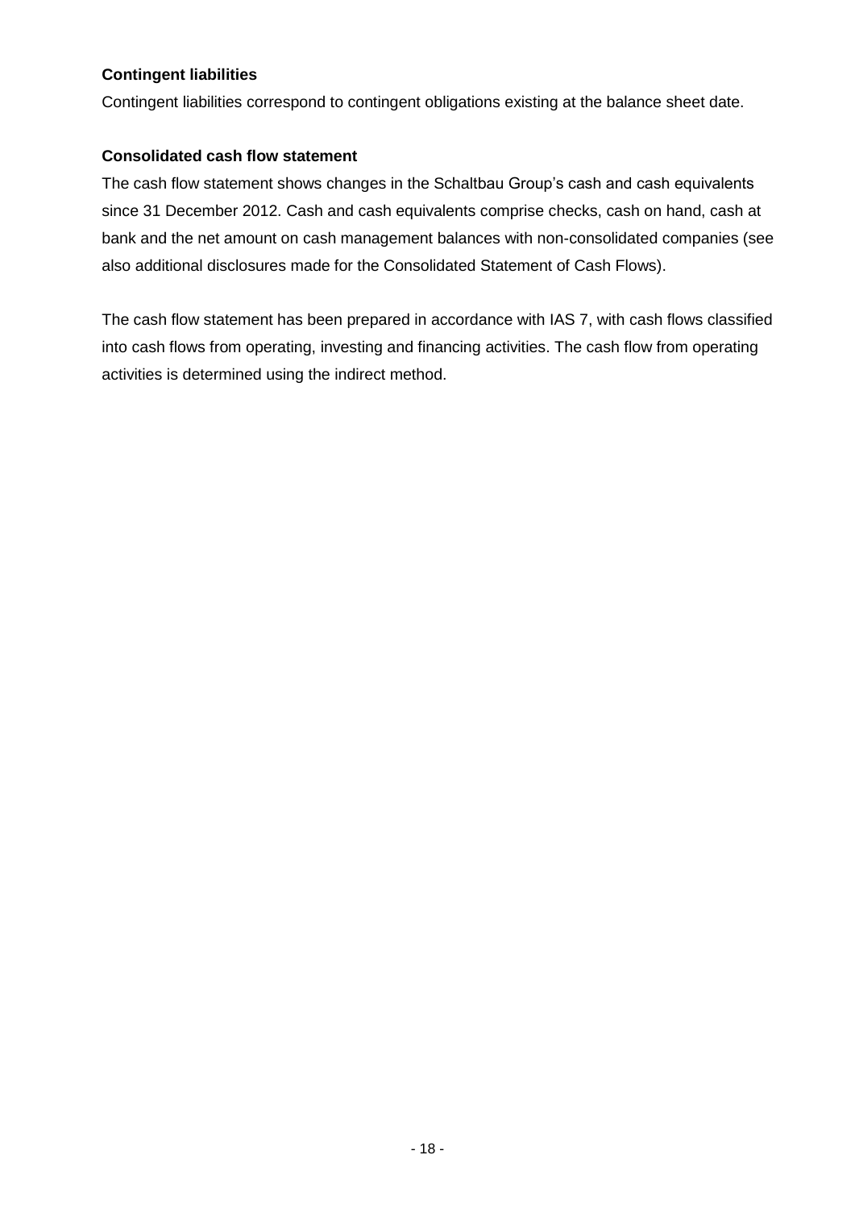**Contingent liabilities**

Contingent liabilities correspond to contingent obligations existing at the balance sheet date.

**Consolidated cash flow statement**

The cash flow statement shows changes in the Schaltbau Group's cash and cash equivalents since 31 December 2012. Cash and cash equivalents comprise checks, cash on hand, cash at bank and the net amount on cash management balances with non-consolidated companies (see also additional disclosures made for the Consolidated Statement of Cash Flows).

The cash flow statement has been prepared in accordance with IAS 7, with cash flows classified into cash flows from operating, investing and financing activities. The cash flow from operating activities is determined using the indirect method.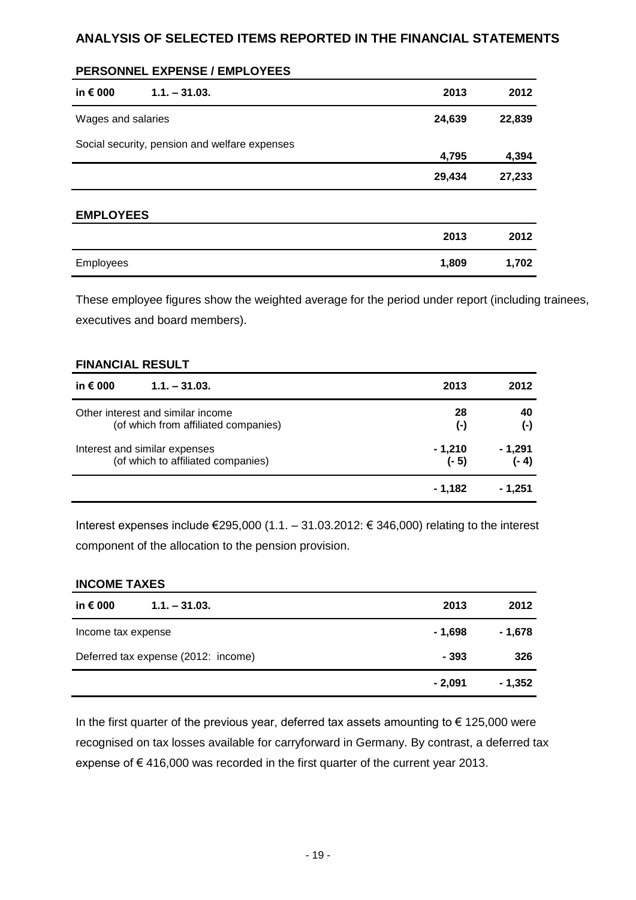# ANALYSIS OF SELECTED ITEMS REPORTED IN THE FINANCIAL STATEMENTS

## PERSONNEL EXPENSE / EMPLOYEES

| in € 000 1.1. – 31.03. | 2013 | 2012 |
|---|---|---|
| Wages and salaries | 24,639 | 22,839 |
| Social security, pension and welfare expenses | 4,795 | 4,394 |
| | 29,434 | 27,233 |

## EMPLOYEES

| | 2013 | 2012 |
|---|---|---|
| Employees | 1,809 | 1,702 |

These employee figures show the weighted average for the period under report (including trainees, executives and board members).

## FINANCIAL RESULT

| in € 000 1.1. – 31.03. | 2013 | 2012 |
|---|---|---|
| Other interest and similar income<br>(of which from affiliated companies) | 28<br>(-) | 40<br>(-) |
| Interest and similar expenses<br>(of which to affiliated companies) | - 1,210<br>(- 5) | - 1,291<br>(- 4) |
| | - 1,182 | - 1,251 |

Interest expenses include €295,000 (1.1. – 31.03.2012: € 346,000) relating to the interest component of the allocation to the pension provision.

## INCOME TAXES

| in € 000 1.1. – 31.03. | 2013 | 2012 |
|---|---|---|
| Income tax expense | - 1,698 | - 1,678 |
| Deferred tax expense (2012: income) | - 393 | 326 |
| | - 2,091 | - 1,352 |

In the first quarter of the previous year, deferred tax assets amounting to € 125,000 were recognised on tax losses available for carryforward in Germany. By contrast, a deferred tax expense of € 416,000 was recorded in the first quarter of the current year 2013.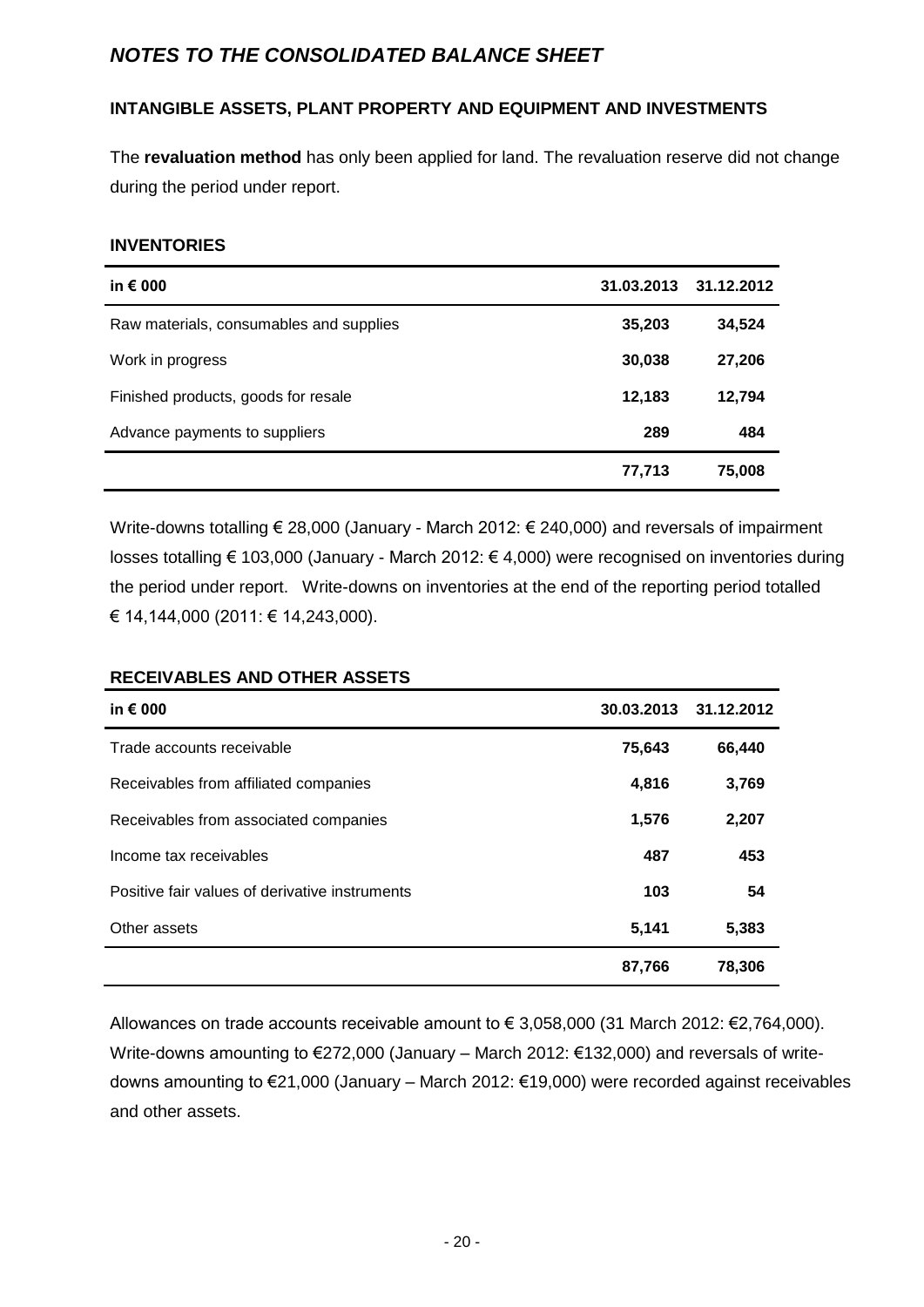# *NOTES TO THE CONSOLIDATED BALANCE SHEET*

## INTANGIBLE ASSETS, PLANT PROPERTY AND EQUIPMENT AND INVESTMENTS

The **revaluation method** has only been applied for land. The revaluation reserve did not change during the period under report.

## INVENTORIES

| in € 000 | 31.03.2013 | 31.12.2012 |
|---|---|---|
| Raw materials, consumables and supplies | **35,203** | **34,524** |
| Work in progress | **30,038** | **27,206** |
| Finished products, goods for resale | **12,183** | **12,794** |
| Advance payments to suppliers | **289** | **484** |
| | **77,713** | **75,008** |

Write-downs totalling € 28,000 (January - March 2012: € 240,000) and reversals of impairment losses totalling € 103,000 (January - March 2012: € 4,000) were recognised on inventories during the period under report. Write-downs on inventories at the end of the reporting period totalled € 14,144,000 (2011: € 14,243,000).

## RECEIVABLES AND OTHER ASSETS

| in € 000 | 30.03.2013 | 31.12.2012 |
|---|---|---|
| Trade accounts receivable | **75,643** | **66,440** |
| Receivables from affiliated companies | **4,816** | **3,769** |
| Receivables from associated companies | **1,576** | **2,207** |
| Income tax receivables | **487** | **453** |
| Positive fair values of derivative instruments | **103** | **54** |
| Other assets | **5,141** | **5,383** |
| | **87,766** | **78,306** |

Allowances on trade accounts receivable amount to € 3,058,000 (31 March 2012: €2,764,000). Write-downs amounting to €272,000 (January – March 2012: €132,000) and reversals of write-downs amounting to €21,000 (January – March 2012: €19,000) were recorded against receivables and other assets.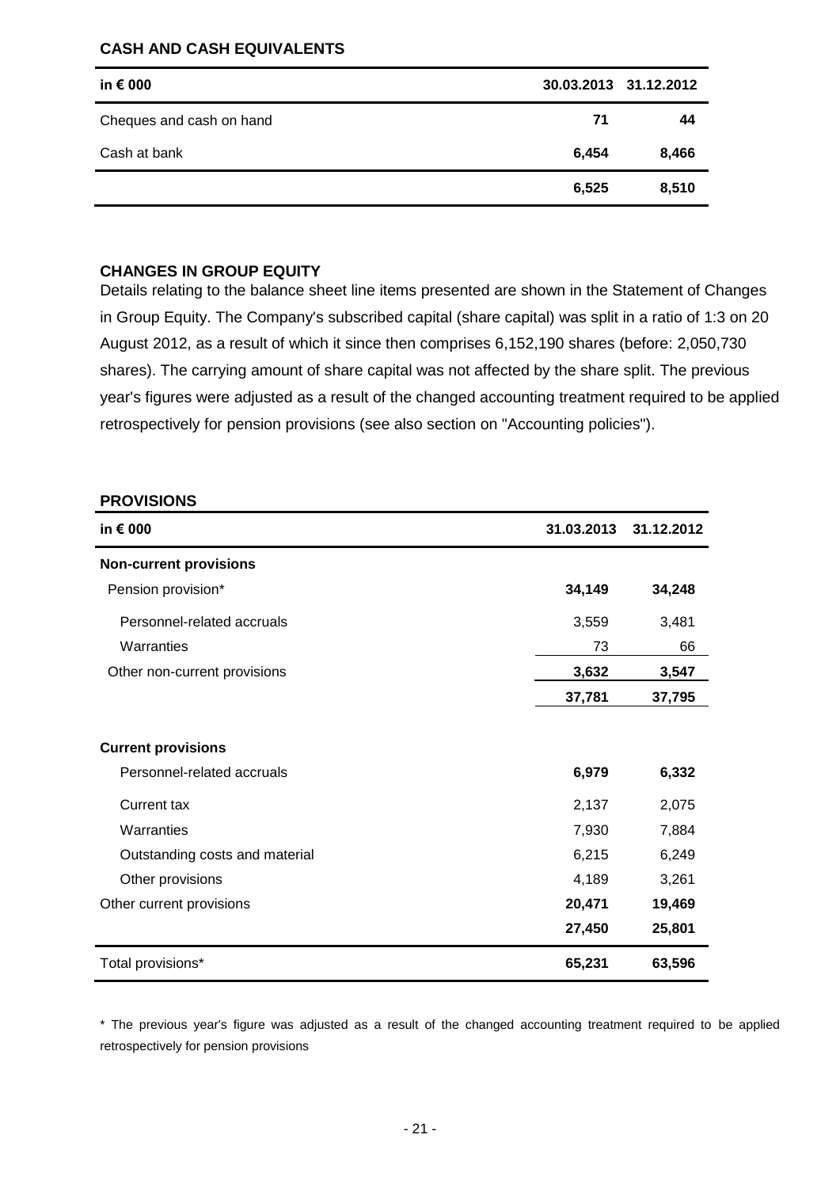## CASH AND CASH EQUIVALENTS

| in € 000 | 30.03.2013 | 31.12.2012 |
|---|---|---|
| Cheques and cash on hand | 71 | 44 |
| Cash at bank | 6,454 | 8,466 |
| | **6,525** | **8,510** |

## CHANGES IN GROUP EQUITY

Details relating to the balance sheet line items presented are shown in the Statement of Changes in Group Equity. The Company's subscribed capital (share capital) was split in a ratio of 1:3 on 20 August 2012, as a result of which it since then comprises 6,152,190 shares (before: 2,050,730 shares). The carrying amount of share capital was not affected by the share split. The previous year's figures were adjusted as a result of the changed accounting treatment required to be applied retrospectively for pension provisions (see also section on "Accounting policies").

## PROVISIONS

| in € 000 | 31.03.2013 | 31.12.2012 |
|---|---|---|
| **Non-current provisions** | | |
| Pension provision* | **34,149** | **34,248** |
| Personnel-related accruals | 3,559 | 3,481 |
| Warranties | 73 | 66 |
| Other non-current provisions | **3,632** | **3,547** |
| | **37,781** | **37,795** |
| **Current provisions** | | |
| Personnel-related accruals | **6,979** | **6,332** |
| Current tax | 2,137 | 2,075 |
| Warranties | 7,930 | 7,884 |
| Outstanding costs and material | 6,215 | 6,249 |
| Other provisions | 4,189 | 3,261 |
| Other current provisions | **20,471** | **19,469** |
| | **27,450** | **25,801** |
| Total provisions* | **65,231** | **63,596** |

* The previous year's figure was adjusted as a result of the changed accounting treatment required to be applied retrospectively for pension provisions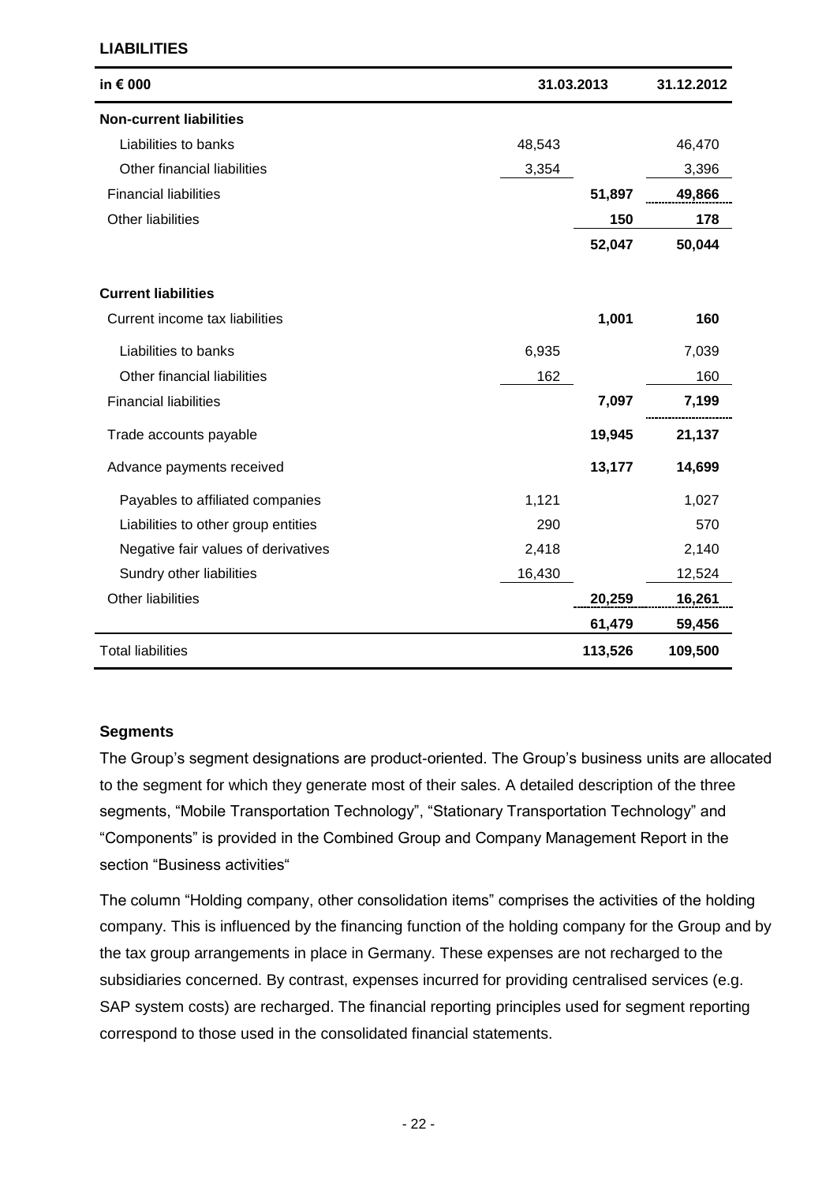## LIABILITIES

| in € 000 | 31.03.2013 | | 31.12.2012 |
|---|---|---|---|
| **Non-current liabilities** | | | |
| Liabilities to banks | 48,543 | | 46,470 |
| Other financial liabilities | 3,354 | | 3,396 |
| Financial liabilities | | **51,897** | **49,866** |
| Other liabilities | | **150** | **178** |
| | | **52,047** | **50,044** |
| **Current liabilities** | | | |
| Current income tax liabilities | | **1,001** | **160** |
| Liabilities to banks | 6,935 | | 7,039 |
| Other financial liabilities | 162 | | 160 |
| Financial liabilities | | **7,097** | **7,199** |
| Trade accounts payable | | **19,945** | **21,137** |
| Advance payments received | | **13,177** | **14,699** |
| Payables to affiliated companies | 1,121 | | 1,027 |
| Liabilities to other group entities | 290 | | 570 |
| Negative fair values of derivatives | 2,418 | | 2,140 |
| Sundry other liabilities | 16,430 | | 12,524 |
| Other liabilities | | **20,259** | **16,261** |
| | | **61,479** | **59,456** |
| Total liabilities | | **113,526** | **109,500** |

### Segments

The Group's segment designations are product-oriented. The Group's business units are allocated to the segment for which they generate most of their sales. A detailed description of the three segments, "Mobile Transportation Technology", "Stationary Transportation Technology" and "Components" is provided in the Combined Group and Company Management Report in the section "Business activities"

The column "Holding company, other consolidation items" comprises the activities of the holding company. This is influenced by the financing function of the holding company for the Group and by the tax group arrangements in place in Germany. These expenses are not recharged to the subsidiaries concerned. By contrast, expenses incurred for providing centralised services (e.g. SAP system costs) are recharged. The financial reporting principles used for segment reporting correspond to those used in the consolidated financial statements.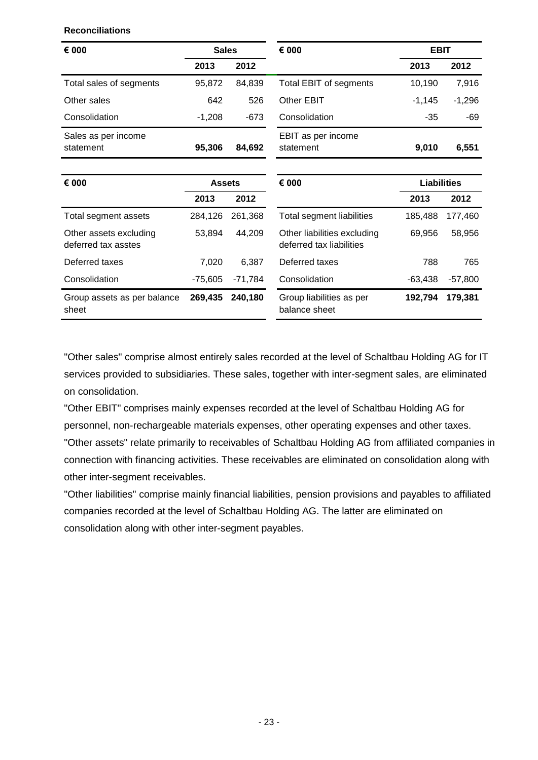**Reconciliations**

| € 000 | Sales | |
|---|---|---|
| | 2013 | 2012 |
| Total sales of segments | 95,872 | 84,839 |
| Other sales | 642 | 526 |
| Consolidation | -1,208 | -673 |
| **Sales as per income statement** | **95,306** | **84,692** |

| € 000 | EBIT | |
|---|---|---|
| | 2013 | 2012 |
| Total EBIT of segments | 10,190 | 7,916 |
| Other EBIT | -1,145 | -1,296 |
| Consolidation | -35 | -69 |
| **EBIT as per income statement** | **9,010** | **6,551** |

| € 000 | Assets | |
|---|---|---|
| | 2013 | 2012 |
| Total segment assets | 284,126 | 261,368 |
| Other assets excluding deferred tax asstes | 53,894 | 44,209 |
| Deferred taxes | 7,020 | 6,387 |
| Consolidation | -75,605 | -71,784 |
| **Group assets as per balance sheet** | **269,435** | **240,180** |

| € 000 | Liabilities | |
|---|---|---|
| | 2013 | 2012 |
| Total segment liabilities | 185,488 | 177,460 |
| Other liabilities excluding deferred tax liabilities | 69,956 | 58,956 |
| Deferred taxes | 788 | 765 |
| Consolidation | -63,438 | -57,800 |
| **Group liabilities as per balance sheet** | **192,794** | **179,381** |

"Other sales" comprise almost entirely sales recorded at the level of Schaltbau Holding AG for IT services provided to subsidiaries. These sales, together with inter-segment sales, are eliminated on consolidation.

"Other EBIT" comprises mainly expenses recorded at the level of Schaltbau Holding AG for personnel, non-rechargeable materials expenses, other operating expenses and other taxes.

"Other assets" relate primarily to receivables of Schaltbau Holding AG from affiliated companies in connection with financing activities. These receivables are eliminated on consolidation along with other inter-segment receivables.

"Other liabilities" comprise mainly financial liabilities, pension provisions and payables to affiliated companies recorded at the level of Schaltbau Holding AG. The latter are eliminated on consolidation along with other inter-segment payables.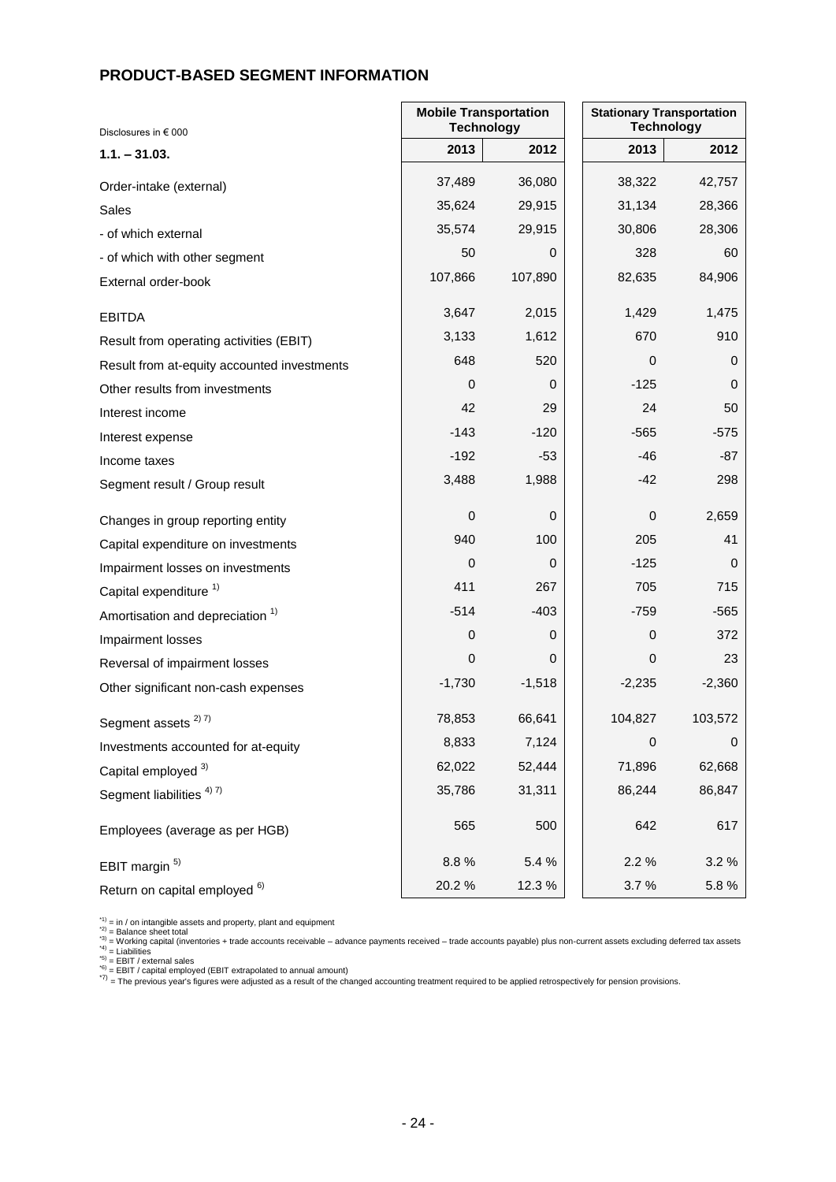## PRODUCT-BASED SEGMENT INFORMATION

| Disclosures in € 000 | Mobile Transportation Technology | | Stationary Transportation Technology | |
|---|---|---|---|---|
| **1.1. – 31.03.** | **2013** | **2012** | **2013** | **2012** |
| Order-intake (external) | 37,489 | 36,080 | 38,322 | 42,757 |
| Sales | 35,624 | 29,915 | 31,134 | 28,366 |
| - of which external | 35,574 | 29,915 | 30,806 | 28,306 |
| - of which with other segment | 50 | 0 | 328 | 60 |
| External order-book | 107,866 | 107,890 | 82,635 | 84,906 |
| EBITDA | 3,647 | 2,015 | 1,429 | 1,475 |
| Result from operating activities (EBIT) | 3,133 | 1,612 | 670 | 910 |
| Result from at-equity accounted investments | 648 | 520 | 0 | 0 |
| Other results from investments | 0 | 0 | -125 | 0 |
| Interest income | 42 | 29 | 24 | 50 |
| Interest expense | -143 | -120 | -565 | -575 |
| Income taxes | -192 | -53 | -46 | -87 |
| Segment result / Group result | 3,488 | 1,988 | -42 | 298 |
| Changes in group reporting entity | 0 | 0 | 0 | 2,659 |
| Capital expenditure on investments | 940 | 100 | 205 | 41 |
| Impairment losses on investments | 0 | 0 | -125 | 0 |
| Capital expenditure [1] | 411 | 267 | 705 | 715 |
| Amortisation and depreciation [1] | -514 | -403 | -759 | -565 |
| Impairment losses | 0 | 0 | 0 | 372 |
| Reversal of impairment losses | 0 | 0 | 0 | 23 |
| Other significant non-cash expenses | -1,730 | -1,518 | -2,235 | -2,360 |
| Segment assets [2) 7] | 78,853 | 66,641 | 104,827 | 103,572 |
| Investments accounted for at-equity | 8,833 | 7,124 | 0 | 0 |
| Capital employed [3] | 62,022 | 52,444 | 71,896 | 62,668 |
| Segment liabilities [4) 7] | 35,786 | 31,311 | 86,244 | 86,847 |
| Employees (average as per HGB) | 565 | 500 | 642 | 617 |
| EBIT margin [5] | 8.8 % | 5.4 % | 2.2 % | 3.2 % |
| Return on capital employed [6] | 20.2 % | 12.3 % | 3.7 % | 5.8 % |

*1) = in / on intangible assets and property, plant and equipment
*2) = Balance sheet total
*3) = Working capital (inventories + trade accounts receivable – advance payments received – trade accounts payable) plus non-current assets excluding deferred tax assets
*4) = Liabilities
*5) = EBIT / external sales
*6) = EBIT / capital employed (EBIT extrapolated to annual amount)
*7) = The previous year's figures were adjusted as a result of the changed accounting treatment required to be applied retrospectively for pension provisions.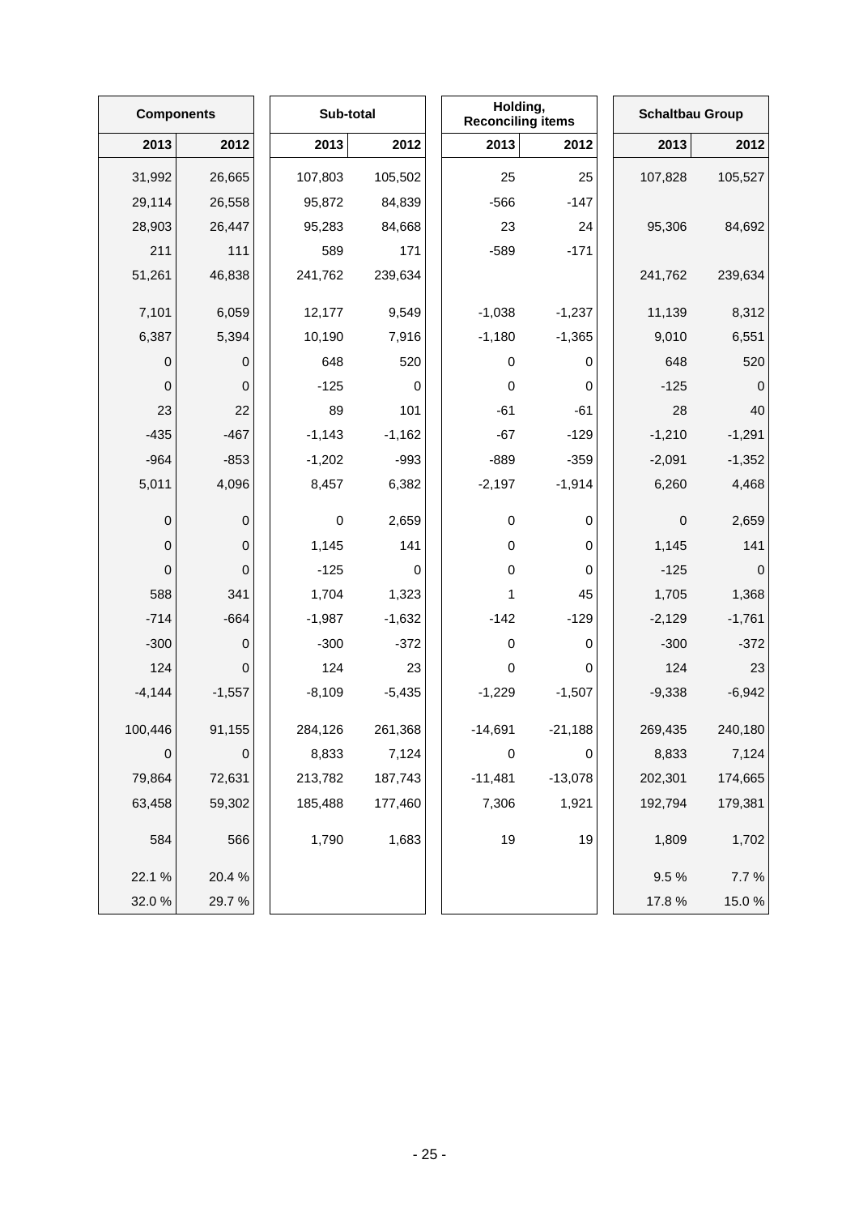| Components | | Sub-total | | Holding, Reconciling items | | Schaltbau Group | |
|---|---|---|---|---|---|---|---|
| 2013 | 2012 | 2013 | 2012 | 2013 | 2012 | 2013 | 2012 |
| 31,992 | 26,665 | 107,803 | 105,502 | 25 | 25 | 107,828 | 105,527 |
| 29,114 | 26,558 | 95,872 | 84,839 | -566 | -147 | | |
| 28,903 | 26,447 | 95,283 | 84,668 | 23 | 24 | 95,306 | 84,692 |
| 211 | 111 | 589 | 171 | -589 | -171 | | |
| 51,261 | 46,838 | 241,762 | 239,634 | | | 241,762 | 239,634 |
| 7,101 | 6,059 | 12,177 | 9,549 | -1,038 | -1,237 | 11,139 | 8,312 |
| 6,387 | 5,394 | 10,190 | 7,916 | -1,180 | -1,365 | 9,010 | 6,551 |
| 0 | 0 | 648 | 520 | 0 | 0 | 648 | 520 |
| 0 | 0 | -125 | 0 | 0 | 0 | -125 | 0 |
| 23 | 22 | 89 | 101 | -61 | -61 | 28 | 40 |
| -435 | -467 | -1,143 | -1,162 | -67 | -129 | -1,210 | -1,291 |
| -964 | -853 | -1,202 | -993 | -889 | -359 | -2,091 | -1,352 |
| 5,011 | 4,096 | 8,457 | 6,382 | -2,197 | -1,914 | 6,260 | 4,468 |
| 0 | 0 | 0 | 2,659 | 0 | 0 | 0 | 2,659 |
| 0 | 0 | 1,145 | 141 | 0 | 0 | 1,145 | 141 |
| 0 | 0 | -125 | 0 | 0 | 0 | -125 | 0 |
| 588 | 341 | 1,704 | 1,323 | 1 | 45 | 1,705 | 1,368 |
| -714 | -664 | -1,987 | -1,632 | -142 | -129 | -2,129 | -1,761 |
| -300 | 0 | -300 | -372 | 0 | 0 | -300 | -372 |
| 124 | 0 | 124 | 23 | 0 | 0 | 124 | 23 |
| -4,144 | -1,557 | -8,109 | -5,435 | -1,229 | -1,507 | -9,338 | -6,942 |
| 100,446 | 91,155 | 284,126 | 261,368 | -14,691 | -21,188 | 269,435 | 240,180 |
| 0 | 0 | 8,833 | 7,124 | 0 | 0 | 8,833 | 7,124 |
| 79,864 | 72,631 | 213,782 | 187,743 | -11,481 | -13,078 | 202,301 | 174,665 |
| 63,458 | 59,302 | 185,488 | 177,460 | 7,306 | 1,921 | 192,794 | 179,381 |
| 584 | 566 | 1,790 | 1,683 | 19 | 19 | 1,809 | 1,702 |
| 22.1 % | 20.4 % | | | | | 9.5 % | 7.7 % |
| 32.0 % | 29.7 % | | | | | 17.8 % | 15.0 % |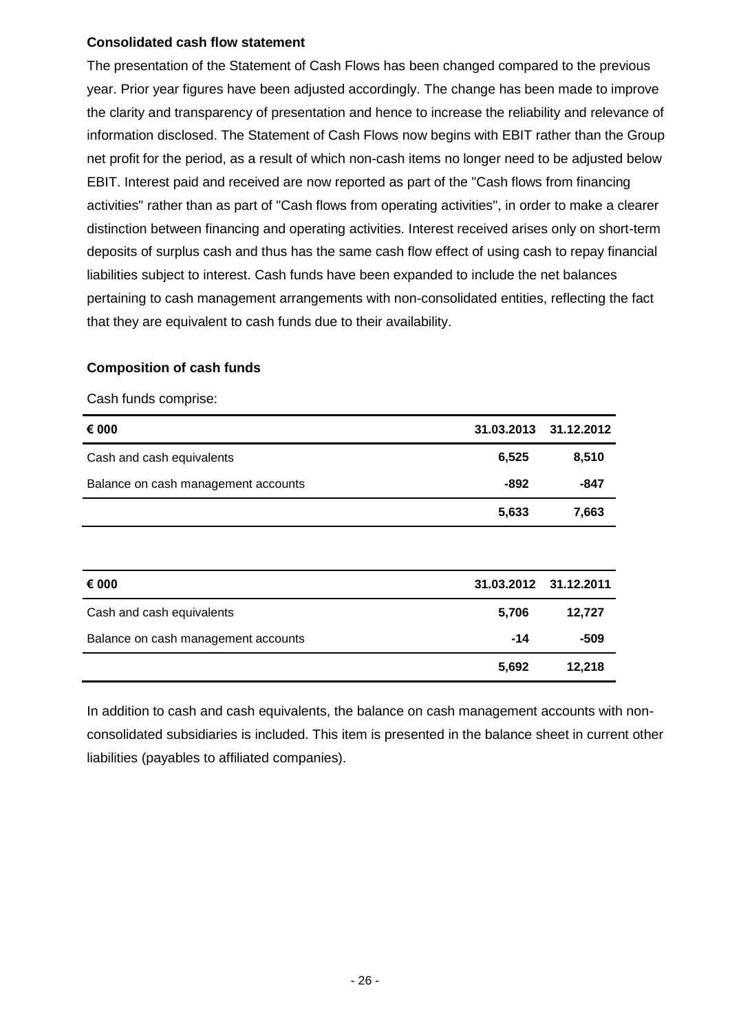### Consolidated cash flow statement

The presentation of the Statement of Cash Flows has been changed compared to the previous year. Prior year figures have been adjusted accordingly. The change has been made to improve the clarity and transparency of presentation and hence to increase the reliability and relevance of information disclosed. The Statement of Cash Flows now begins with EBIT rather than the Group net profit for the period, as a result of which non-cash items no longer need to be adjusted below EBIT. Interest paid and received are now reported as part of the "Cash flows from financing activities" rather than as part of "Cash flows from operating activities", in order to make a clearer distinction between financing and operating activities. Interest received arises only on short-term deposits of surplus cash and thus has the same cash flow effect of using cash to repay financial liabilities subject to interest. Cash funds have been expanded to include the net balances pertaining to cash management arrangements with non-consolidated entities, reflecting the fact that they are equivalent to cash funds due to their availability.

### Composition of cash funds

Cash funds comprise:

| € 000 | 31.03.2013 | 31.12.2012 |
|---|---|---|
| Cash and cash equivalents | 6,525 | 8,510 |
| Balance on cash management accounts | -892 | -847 |
| | 5,633 | 7,663 |

| € 000 | 31.03.2012 | 31.12.2011 |
|---|---|---|
| Cash and cash equivalents | 5,706 | 12,727 |
| Balance on cash management accounts | -14 | -509 |
| | 5,692 | 12,218 |

In addition to cash and cash equivalents, the balance on cash management accounts with non-consolidated subsidiaries is included. This item is presented in the balance sheet in current other liabilities (payables to affiliated companies).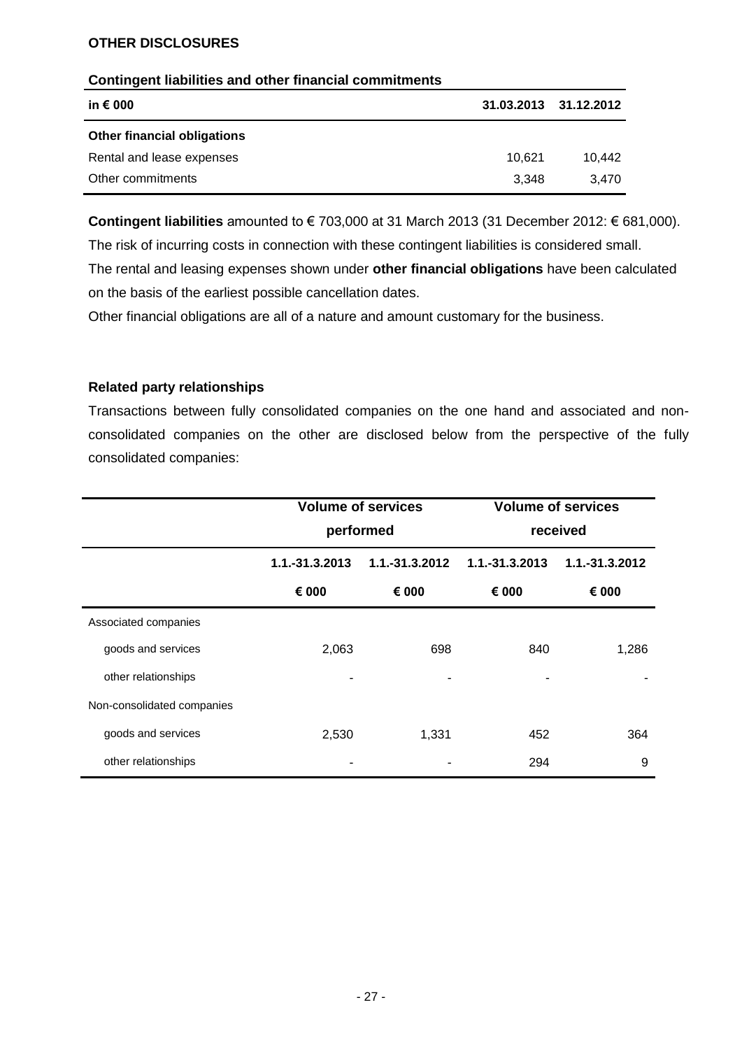## OTHER DISCLOSURES

### Contingent liabilities and other financial commitments

| in € 000 | 31.03.2013 | 31.12.2012 |
|---|---|---|
| **Other financial obligations** | | |
| Rental and lease expenses | 10,621 | 10,442 |
| Other commitments | 3,348 | 3,470 |

**Contingent liabilities** amounted to € 703,000 at 31 March 2013 (31 December 2012: € 681,000). The risk of incurring costs in connection with these contingent liabilities is considered small. The rental and leasing expenses shown under **other financial obligations** have been calculated on the basis of the earliest possible cancellation dates.

Other financial obligations are all of a nature and amount customary for the business.

### Related party relationships

Transactions between fully consolidated companies on the one hand and associated and non-consolidated companies on the other are disclosed below from the perspective of the fully consolidated companies:

| | Volume of services performed | | Volume of services received | |
|---|---|---|---|---|
| | 1.1.-31.3.2013 € 000 | 1.1.-31.3.2012 € 000 | 1.1.-31.3.2013 € 000 | 1.1.-31.3.2012 € 000 |
| Associated companies | | | | |
| goods and services | 2,063 | 698 | 840 | 1,286 |
| other relationships | - | - | - | - |
| Non-consolidated companies | | | | |
| goods and services | 2,530 | 1,331 | 452 | 364 |
| other relationships | - | - | 294 | 9 |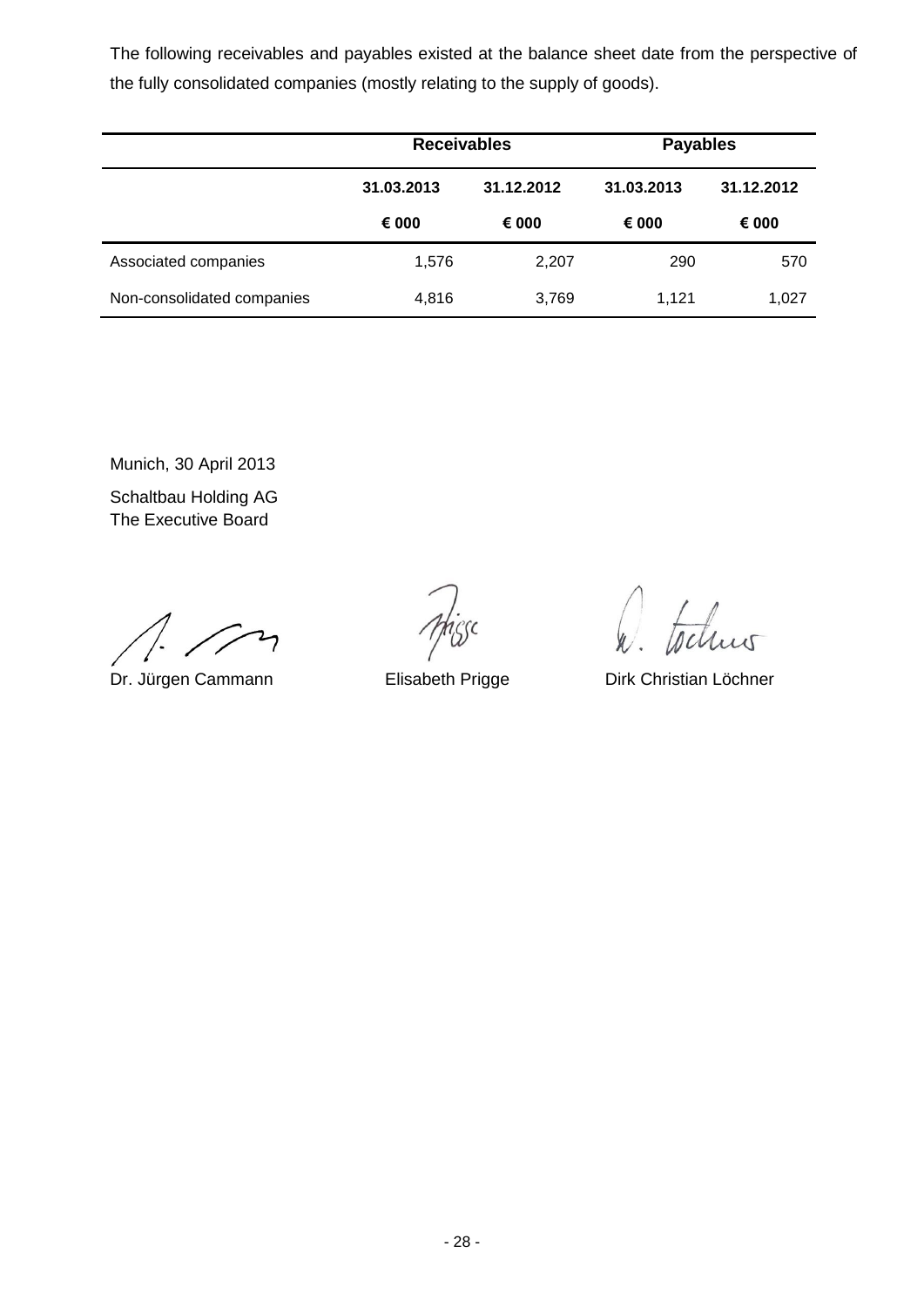The following receivables and payables existed at the balance sheet date from the perspective of the fully consolidated companies (mostly relating to the supply of goods).

| | Receivables | | Payables | |
|---|---|---|---|---|
| | 31.03.2013 | 31.12.2012 | 31.03.2013 | 31.12.2012 |
| | € 000 | € 000 | € 000 | € 000 |
| Associated companies | 1,576 | 2,207 | 290 | 570 |
| Non-consolidated companies | 4,816 | 3,769 | 1,121 | 1,027 |

Munich, 30 April 2013

Schaltbau Holding AG
The Executive Board

Dr. Jürgen Cammann        Elisabeth Prigge        Dirk Christian Löchner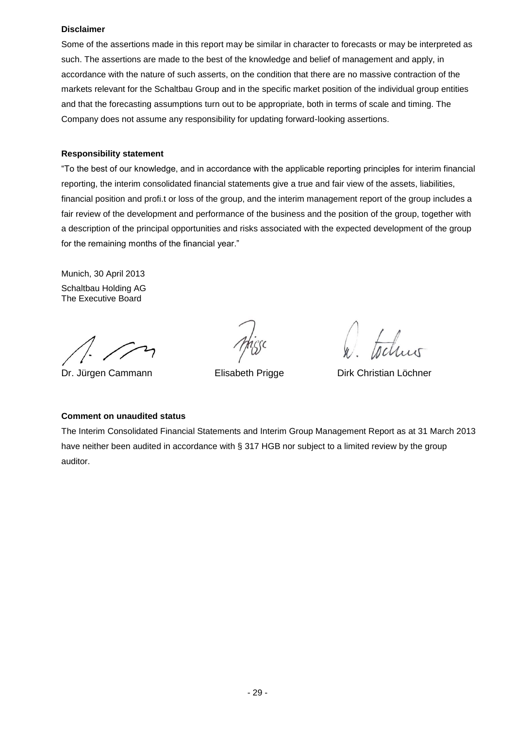**Disclaimer**

Some of the assertions made in this report may be similar in character to forecasts or may be interpreted as such. The assertions are made to the best of the knowledge and belief of management and apply, in accordance with the nature of such asserts, on the condition that there are no massive contraction of the markets relevant for the Schaltbau Group and in the specific market position of the individual group entities and that the forecasting assumptions turn out to be appropriate, both in terms of scale and timing. The Company does not assume any responsibility for updating forward-looking assertions.

**Responsibility statement**

"To the best of our knowledge, and in accordance with the applicable reporting principles for interim financial reporting, the interim consolidated financial statements give a true and fair view of the assets, liabilities, financial position and profi.t or loss of the group, and the interim management report of the group includes a fair review of the development and performance of the business and the position of the group, together with a description of the principal opportunities and risks associated with the expected development of the group for the remaining months of the financial year."

Munich, 30 April 2013

Schaltbau Holding AG
The Executive Board

Dr. Jürgen Cammann    Elisabeth Prigge    Dirk Christian Löchner

**Comment on unaudited status**

The Interim Consolidated Financial Statements and Interim Group Management Report as at 31 March 2013 have neither been audited in accordance with § 317 HGB nor subject to a limited review by the group auditor.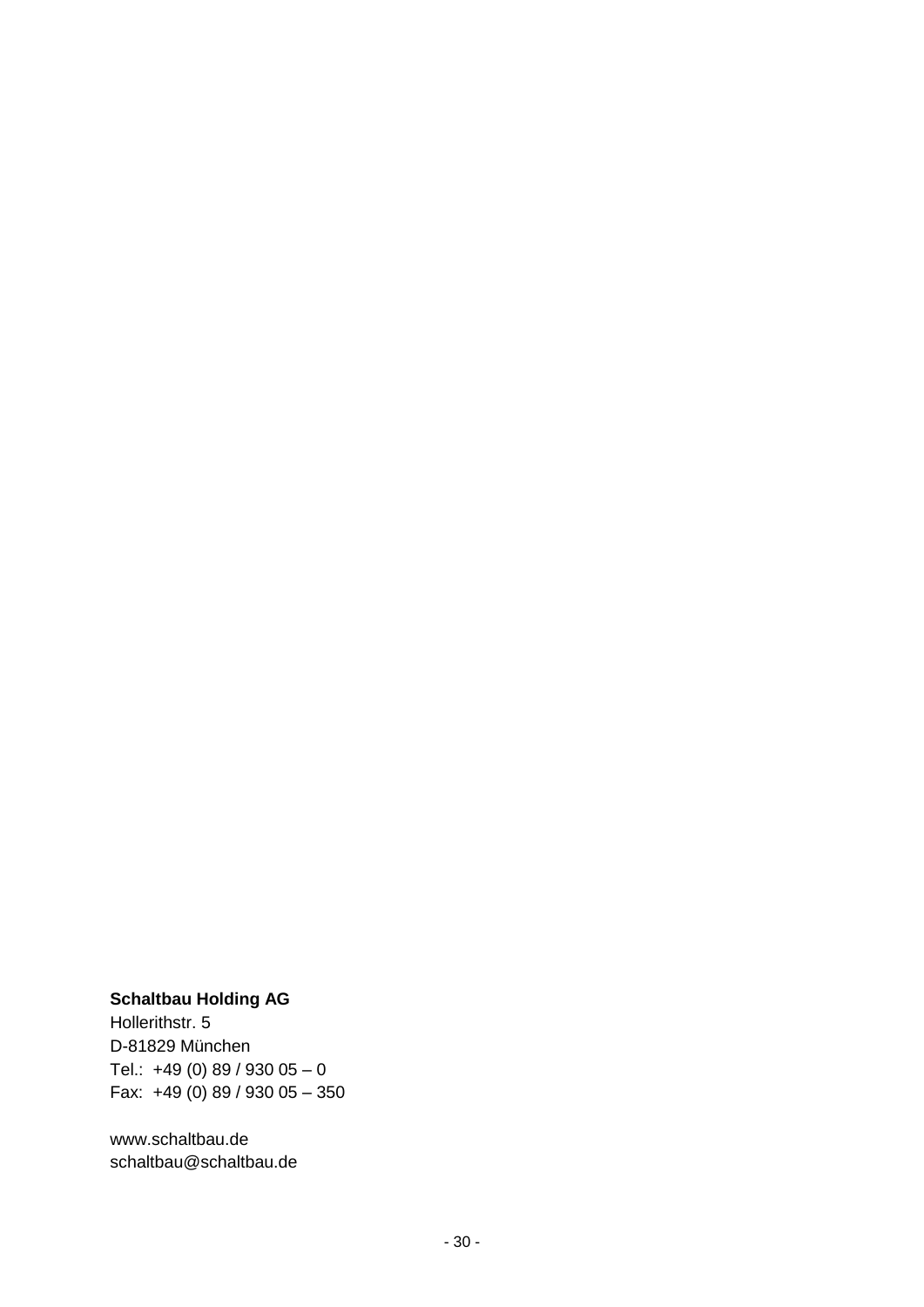**Schaltbau Holding AG**
Hollerithstr. 5
D-81829 München
Tel.: +49 (0) 89 / 930 05 – 0
Fax: +49 (0) 89 / 930 05 – 350

www.schaltbau.de
schaltbau@schaltbau.de